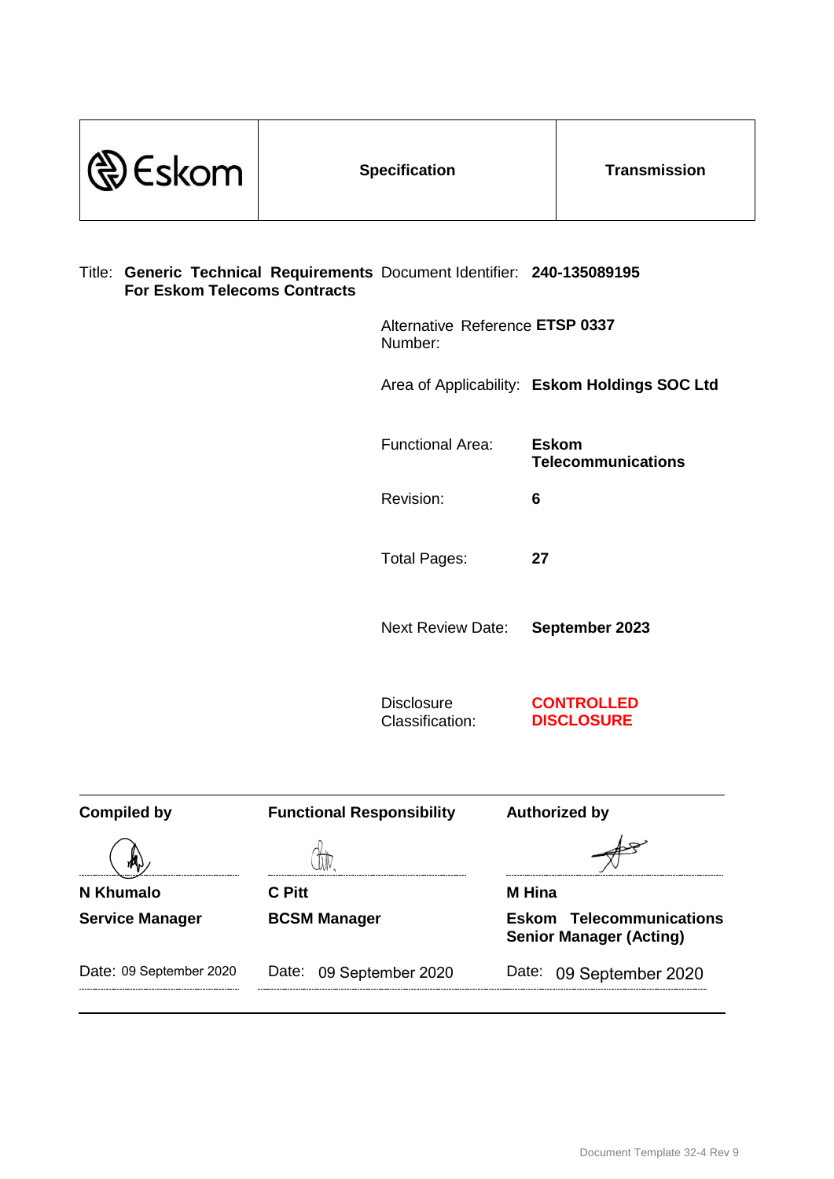| Eskom | **Specification** | **Transmission** |
|---|---|---|

Title: **Generic Technical Requirements For Eskom Telecoms Contracts**

| | |
|---|---|
| Document Identifier: | **240-135089195** |
| Alternative Reference Number: | **ETSP 0337** |
| Area of Applicability: | **Eskom Holdings SOC Ltd** |
| Functional Area: | **Eskom Telecommunications** |
| Revision: | **6** |
| Total Pages: | **27** |
| Next Review Date: | **September 2023** |
| Disclosure Classification: | **CONTROLLED DISCLOSURE** |

| **Compiled by** | **Functional Responsibility** | **Authorized by** |
|---|---|---|
| **N Khumalo** | **C Pitt** | **M Hina** |
| **Service Manager** | **BCSM Manager** | **Eskom Telecommunications Senior Manager (Acting)** |
| Date: 09 September 2020 | Date: 09 September 2020 | Date: 09 September 2020 |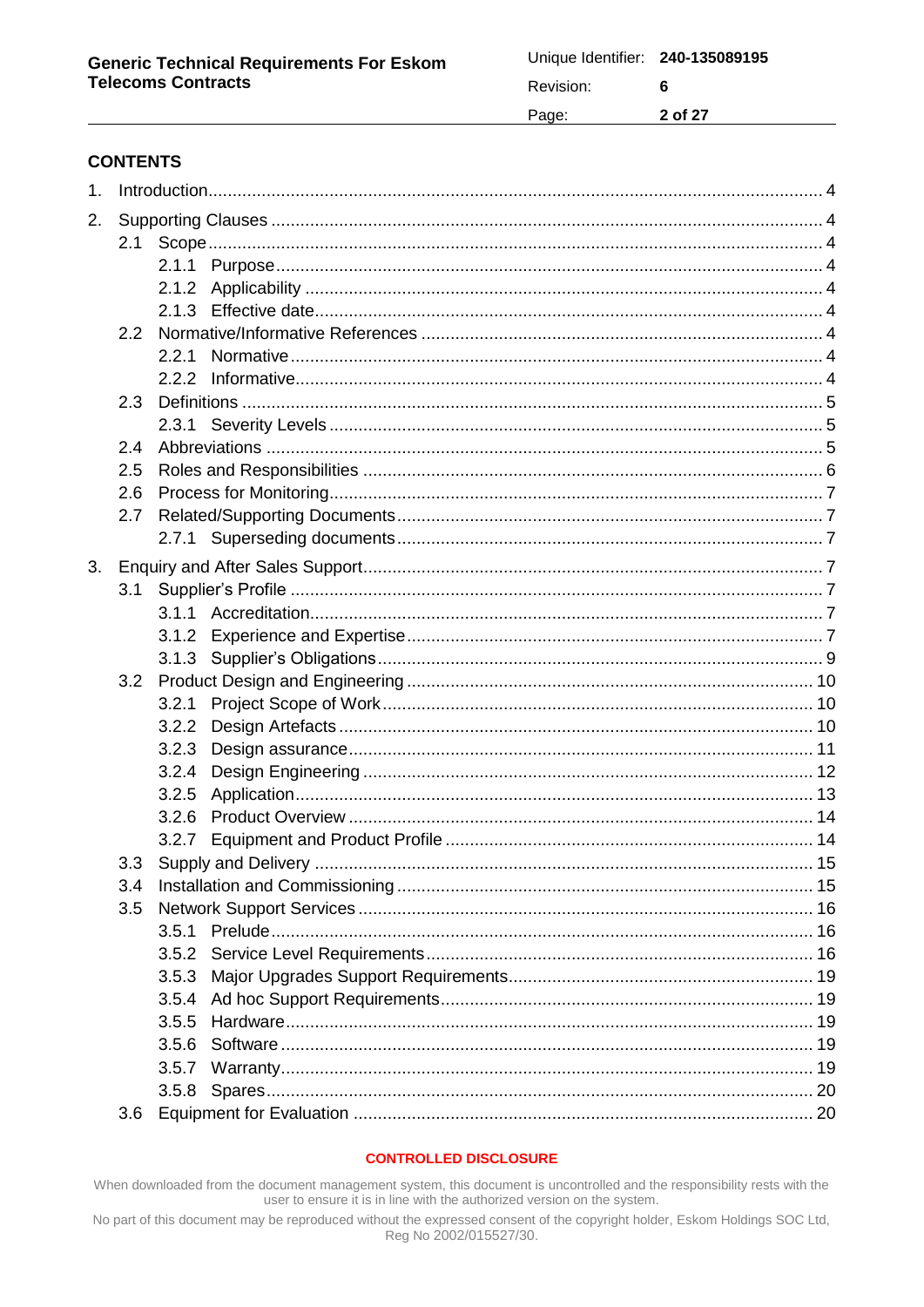## CONTENTS

1. Introduction .......... 4
2. Supporting Clauses .......... 4
   - 2.1 Scope .......... 4
     - 2.1.1 Purpose .......... 4
     - 2.1.2 Applicability .......... 4
     - 2.1.3 Effective date .......... 4
   - 2.2 Normative/Informative References .......... 4
     - 2.2.1 Normative .......... 4
     - 2.2.2 Informative .......... 4
   - 2.3 Definitions .......... 5
     - 2.3.1 Severity Levels .......... 5
   - 2.4 Abbreviations .......... 5
   - 2.5 Roles and Responsibilities .......... 6
   - 2.6 Process for Monitoring .......... 7
   - 2.7 Related/Supporting Documents .......... 7
     - 2.7.1 Superseding documents .......... 7
3. Enquiry and After Sales Support .......... 7
   - 3.1 Supplier's Profile .......... 7
     - 3.1.1 Accreditation .......... 7
     - 3.1.2 Experience and Expertise .......... 7
     - 3.1.3 Supplier's Obligations .......... 9
   - 3.2 Product Design and Engineering .......... 10
     - 3.2.1 Project Scope of Work .......... 10
     - 3.2.2 Design Artefacts .......... 10
     - 3.2.3 Design assurance .......... 11
     - 3.2.4 Design Engineering .......... 12
     - 3.2.5 Application .......... 13
     - 3.2.6 Product Overview .......... 14
     - 3.2.7 Equipment and Product Profile .......... 14
   - 3.3 Supply and Delivery .......... 15
   - 3.4 Installation and Commissioning .......... 15
   - 3.5 Network Support Services .......... 16
     - 3.5.1 Prelude .......... 16
     - 3.5.2 Service Level Requirements .......... 16
     - 3.5.3 Major Upgrades Support Requirements .......... 19
     - 3.5.4 Ad hoc Support Requirements .......... 19
     - 3.5.5 Hardware .......... 19
     - 3.5.6 Software .......... 19
     - 3.5.7 Warranty .......... 19
     - 3.5.8 Spares .......... 20
   - 3.6 Equipment for Evaluation .......... 20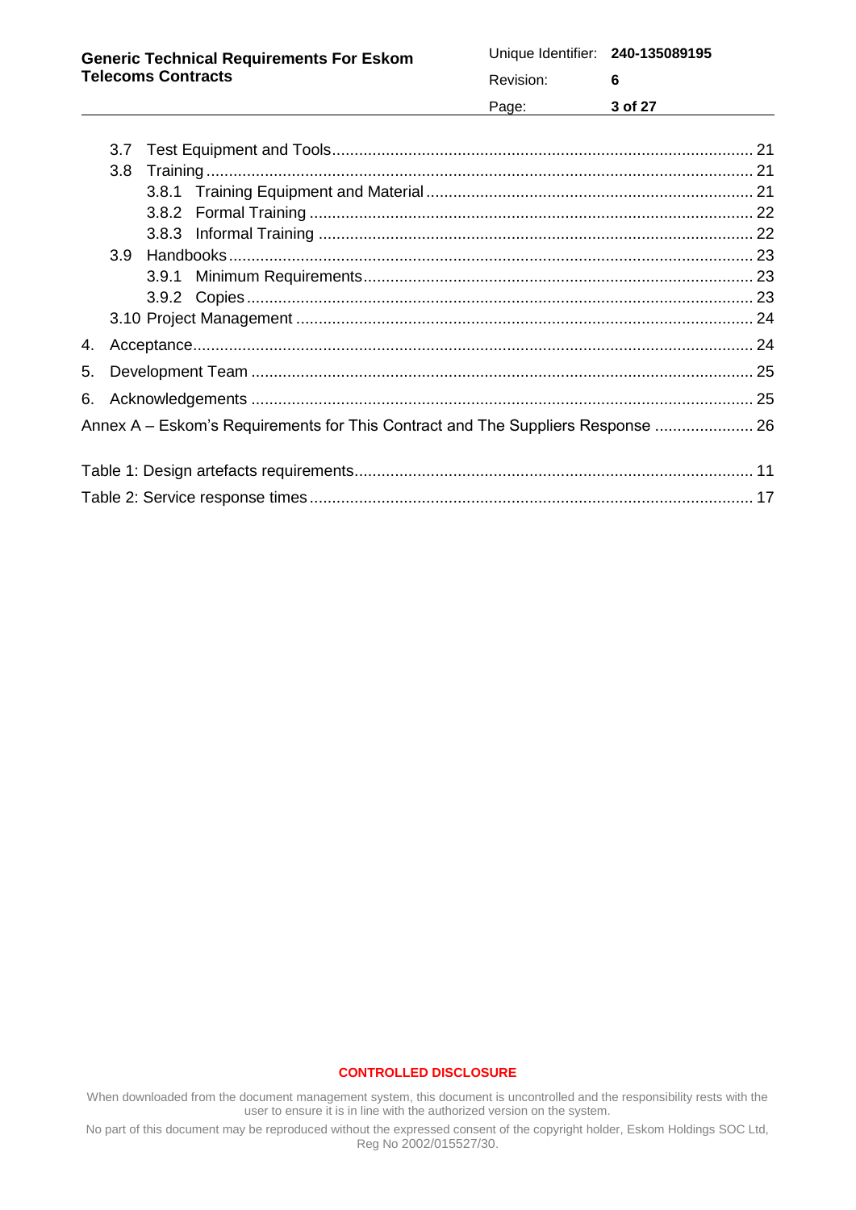3.7 Test Equipment and Tools ..... 21
3.8 Training ..... 21
3.8.1 Training Equipment and Material ..... 21
3.8.2 Formal Training ..... 22
3.8.3 Informal Training ..... 22
3.9 Handbooks ..... 23
3.9.1 Minimum Requirements ..... 23
3.9.2 Copies ..... 23
3.10 Project Management ..... 24
4. Acceptance ..... 24
5. Development Team ..... 25
6. Acknowledgements ..... 25
Annex A – Eskom's Requirements for This Contract and The Suppliers Response ..... 26

Table 1: Design artefacts requirements ..... 11
Table 2: Service response times ..... 17

**CONTROLLED DISCLOSURE**

When downloaded from the document management system, this document is uncontrolled and the responsibility rests with the user to ensure it is in line with the authorized version on the system.

No part of this document may be reproduced without the expressed consent of the copyright holder, Eskom Holdings SOC Ltd, Reg No 2002/015527/30.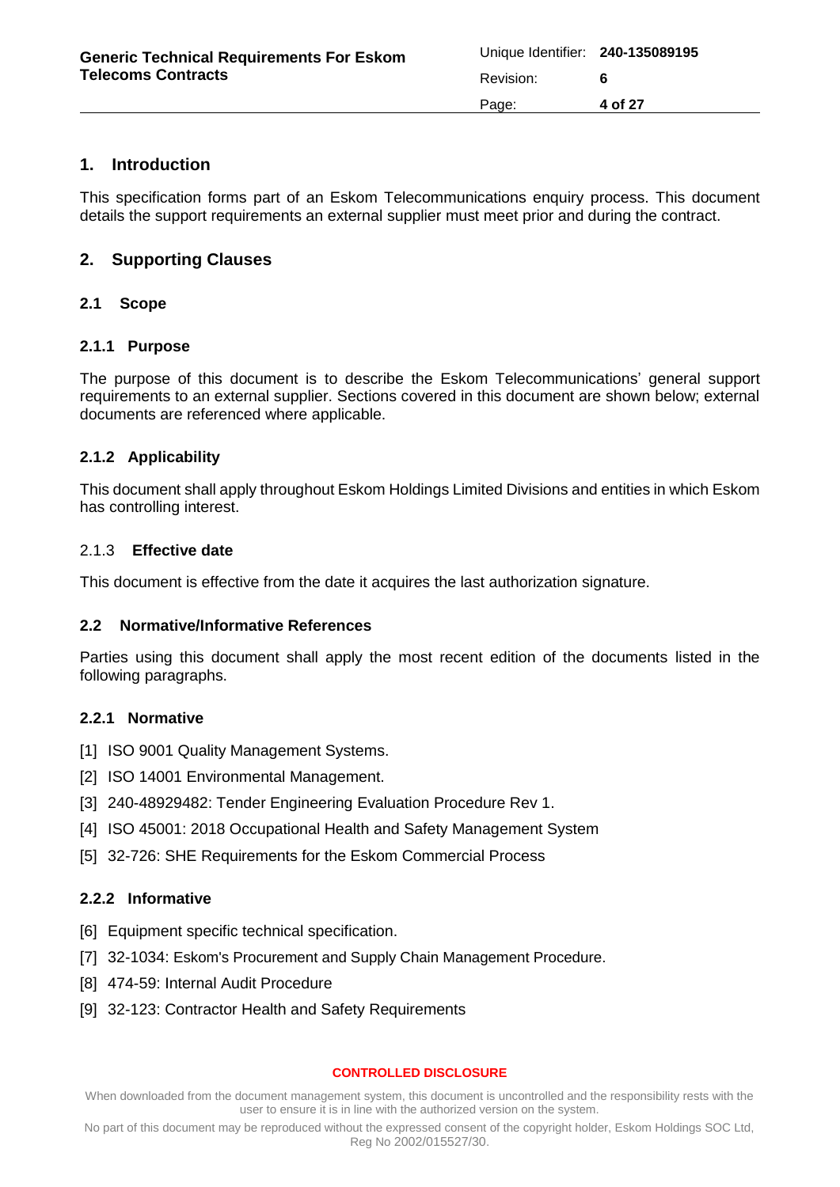## 1. Introduction

This specification forms part of an Eskom Telecommunications enquiry process. This document details the support requirements an external supplier must meet prior and during the contract.

## 2. Supporting Clauses

### 2.1 Scope

#### 2.1.1 Purpose

The purpose of this document is to describe the Eskom Telecommunications' general support requirements to an external supplier. Sections covered in this document are shown below; external documents are referenced where applicable.

#### 2.1.2 Applicability

This document shall apply throughout Eskom Holdings Limited Divisions and entities in which Eskom has controlling interest.

#### 2.1.3 Effective date

This document is effective from the date it acquires the last authorization signature.

### 2.2 Normative/Informative References

Parties using this document shall apply the most recent edition of the documents listed in the following paragraphs.

#### 2.2.1 Normative

[1] ISO 9001 Quality Management Systems.

[2] ISO 14001 Environmental Management.

[3] 240-48929482: Tender Engineering Evaluation Procedure Rev 1.

[4] ISO 45001: 2018 Occupational Health and Safety Management System

[5] 32-726: SHE Requirements for the Eskom Commercial Process

#### 2.2.2 Informative

[6] Equipment specific technical specification.

[7] 32-1034: Eskom's Procurement and Supply Chain Management Procedure.

[8] 474-59: Internal Audit Procedure

[9] 32-123: Contractor Health and Safety Requirements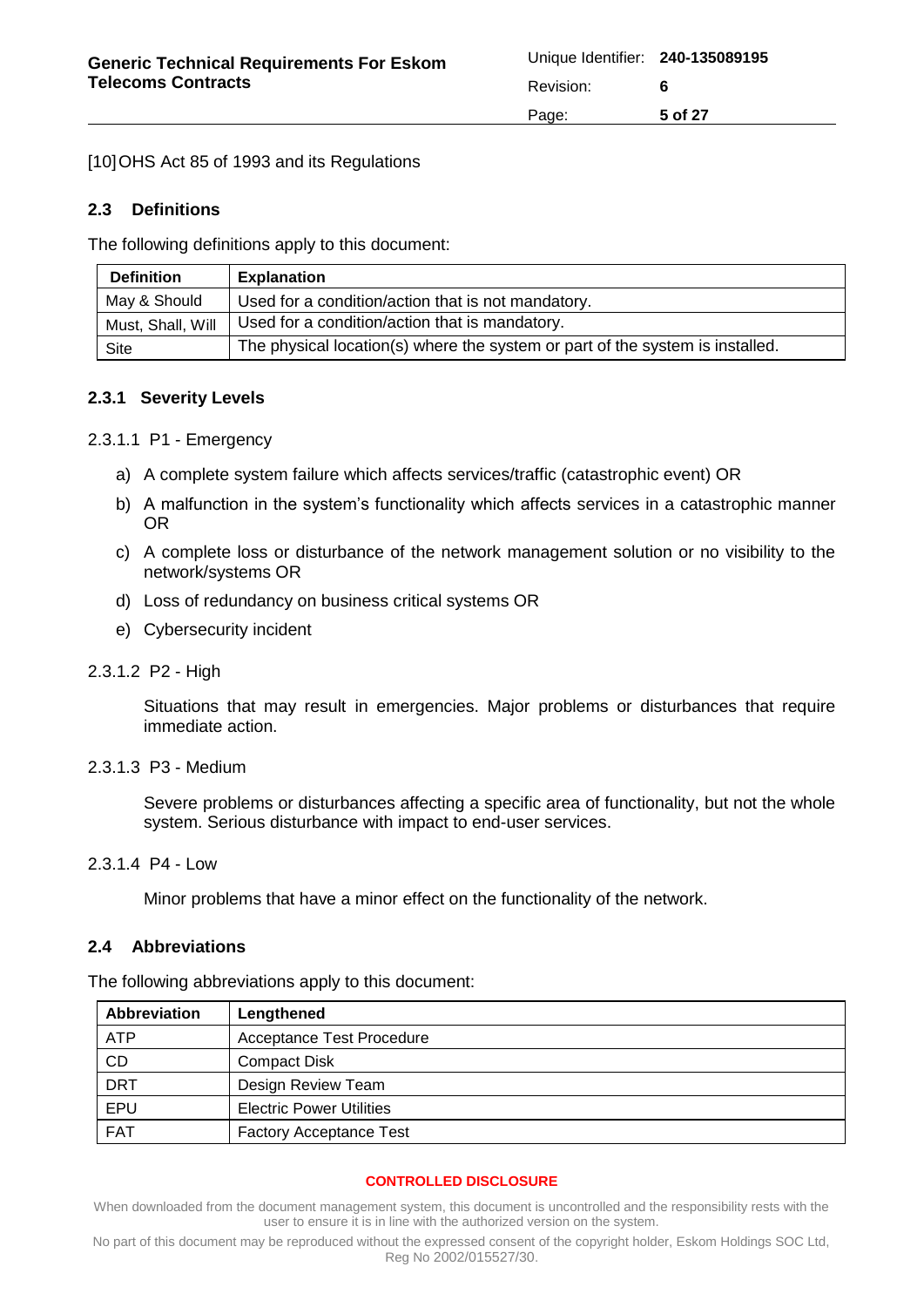[10] OHS Act 85 of 1993 and its Regulations

## 2.3 Definitions

The following definitions apply to this document:

| Definition | Explanation |
|---|---|
| May & Should | Used for a condition/action that is not mandatory. |
| Must, Shall, Will | Used for a condition/action that is mandatory. |
| Site | The physical location(s) where the system or part of the system is installed. |

### 2.3.1 Severity Levels

#### 2.3.1.1 P1 - Emergency

a) A complete system failure which affects services/traffic (catastrophic event) OR

b) A malfunction in the system's functionality which affects services in a catastrophic manner OR

c) A complete loss or disturbance of the network management solution or no visibility to the network/systems OR

d) Loss of redundancy on business critical systems OR

e) Cybersecurity incident

#### 2.3.1.2 P2 - High

Situations that may result in emergencies. Major problems or disturbances that require immediate action.

#### 2.3.1.3 P3 - Medium

Severe problems or disturbances affecting a specific area of functionality, but not the whole system. Serious disturbance with impact to end-user services.

#### 2.3.1.4 P4 - Low

Minor problems that have a minor effect on the functionality of the network.

## 2.4 Abbreviations

The following abbreviations apply to this document:

| Abbreviation | Lengthened |
|---|---|
| ATP | Acceptance Test Procedure |
| CD | Compact Disk |
| DRT | Design Review Team |
| EPU | Electric Power Utilities |
| FAT | Factory Acceptance Test |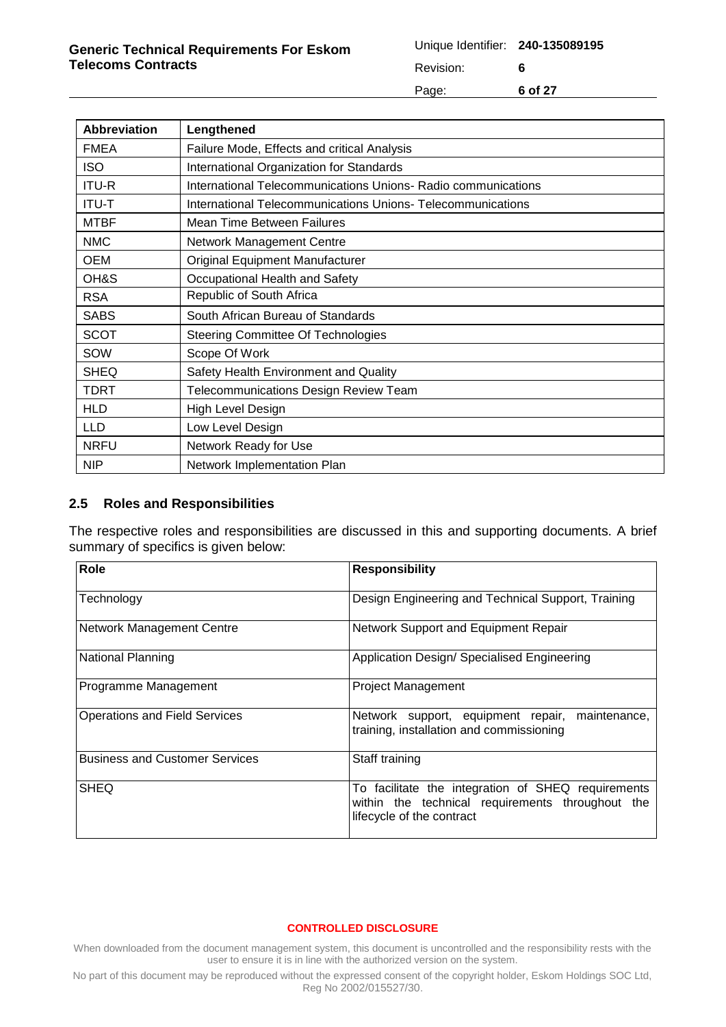| Abbreviation | Lengthened |
|---|---|
| FMEA | Failure Mode, Effects and critical Analysis |
| ISO | International Organization for Standards |
| ITU-R | International Telecommunications Unions- Radio communications |
| ITU-T | International Telecommunications Unions- Telecommunications |
| MTBF | Mean Time Between Failures |
| NMC | Network Management Centre |
| OEM | Original Equipment Manufacturer |
| OH&S | Occupational Health and Safety |
| RSA | Republic of South Africa |
| SABS | South African Bureau of Standards |
| SCOT | Steering Committee Of Technologies |
| SOW | Scope Of Work |
| SHEQ | Safety Health Environment and Quality |
| TDRT | Telecommunications Design Review Team |
| HLD | High Level Design |
| LLD | Low Level Design |
| NRFU | Network Ready for Use |
| NIP | Network Implementation Plan |

## 2.5 Roles and Responsibilities

The respective roles and responsibilities are discussed in this and supporting documents. A brief summary of specifics is given below:

| Role | Responsibility |
|---|---|
| Technology | Design Engineering and Technical Support, Training |
| Network Management Centre | Network Support and Equipment Repair |
| National Planning | Application Design/ Specialised Engineering |
| Programme Management | Project Management |
| Operations and Field Services | Network support, equipment repair, maintenance, training, installation and commissioning |
| Business and Customer Services | Staff training |
| SHEQ | To facilitate the integration of SHEQ requirements within the technical requirements throughout the lifecycle of the contract |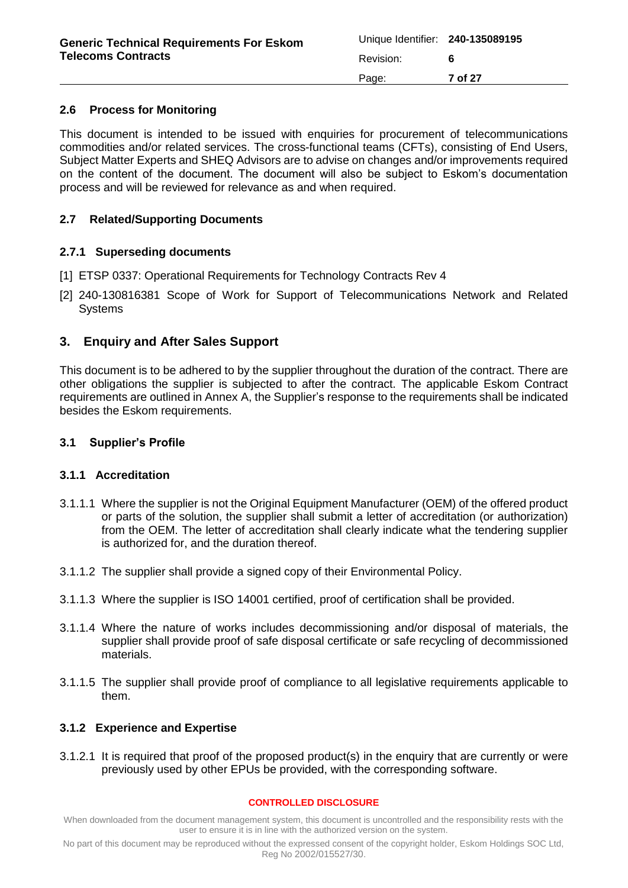### 2.6 Process for Monitoring

This document is intended to be issued with enquiries for procurement of telecommunications commodities and/or related services. The cross-functional teams (CFTs), consisting of End Users, Subject Matter Experts and SHEQ Advisors are to advise on changes and/or improvements required on the content of the document. The document will also be subject to Eskom's documentation process and will be reviewed for relevance as and when required.

### 2.7 Related/Supporting Documents

#### 2.7.1 Superseding documents

[1] ETSP 0337: Operational Requirements for Technology Contracts Rev 4

[2] 240-130816381 Scope of Work for Support of Telecommunications Network and Related Systems

## 3. Enquiry and After Sales Support

This document is to be adhered to by the supplier throughout the duration of the contract. There are other obligations the supplier is subjected to after the contract. The applicable Eskom Contract requirements are outlined in Annex A, the Supplier's response to the requirements shall be indicated besides the Eskom requirements.

### 3.1 Supplier's Profile

#### 3.1.1 Accreditation

3.1.1.1 Where the supplier is not the Original Equipment Manufacturer (OEM) of the offered product or parts of the solution, the supplier shall submit a letter of accreditation (or authorization) from the OEM. The letter of accreditation shall clearly indicate what the tendering supplier is authorized for, and the duration thereof.

3.1.1.2 The supplier shall provide a signed copy of their Environmental Policy.

3.1.1.3 Where the supplier is ISO 14001 certified, proof of certification shall be provided.

3.1.1.4 Where the nature of works includes decommissioning and/or disposal of materials, the supplier shall provide proof of safe disposal certificate or safe recycling of decommissioned materials.

3.1.1.5 The supplier shall provide proof of compliance to all legislative requirements applicable to them.

#### 3.1.2 Experience and Expertise

3.1.2.1 It is required that proof of the proposed product(s) in the enquiry that are currently or were previously used by other EPUs be provided, with the corresponding software.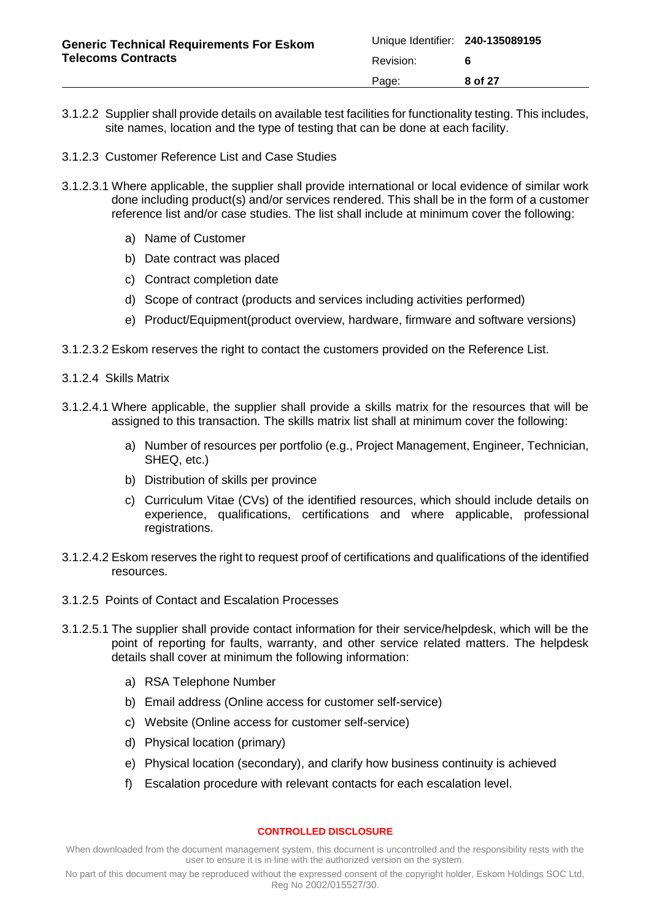3.1.2.2 Supplier shall provide details on available test facilities for functionality testing. This includes, site names, location and the type of testing that can be done at each facility.

3.1.2.3 Customer Reference List and Case Studies

3.1.2.3.1 Where applicable, the supplier shall provide international or local evidence of similar work done including product(s) and/or services rendered. This shall be in the form of a customer reference list and/or case studies. The list shall include at minimum cover the following:

a) Name of Customer

b) Date contract was placed

c) Contract completion date

d) Scope of contract (products and services including activities performed)

e) Product/Equipment(product overview, hardware, firmware and software versions)

3.1.2.3.2 Eskom reserves the right to contact the customers provided on the Reference List.

3.1.2.4 Skills Matrix

3.1.2.4.1 Where applicable, the supplier shall provide a skills matrix for the resources that will be assigned to this transaction. The skills matrix list shall at minimum cover the following:

a) Number of resources per portfolio (e.g., Project Management, Engineer, Technician, SHEQ, etc.)

b) Distribution of skills per province

c) Curriculum Vitae (CVs) of the identified resources, which should include details on experience, qualifications, certifications and where applicable, professional registrations.

3.1.2.4.2 Eskom reserves the right to request proof of certifications and qualifications of the identified resources.

3.1.2.5 Points of Contact and Escalation Processes

3.1.2.5.1 The supplier shall provide contact information for their service/helpdesk, which will be the point of reporting for faults, warranty, and other service related matters. The helpdesk details shall cover at minimum the following information:

a) RSA Telephone Number

b) Email address (Online access for customer self-service)

c) Website (Online access for customer self-service)

d) Physical location (primary)

e) Physical location (secondary), and clarify how business continuity is achieved

f) Escalation procedure with relevant contacts for each escalation level.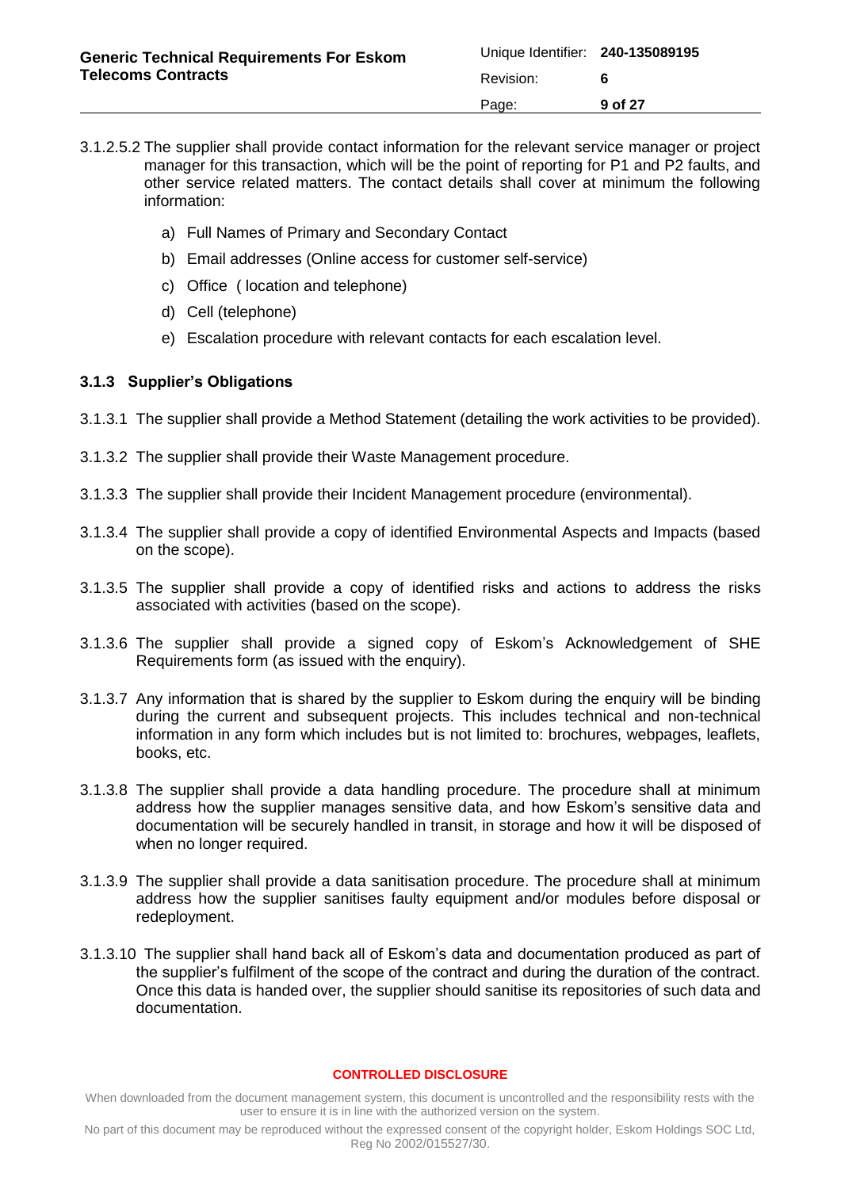3.1.2.5.2 The supplier shall provide contact information for the relevant service manager or project manager for this transaction, which will be the point of reporting for P1 and P2 faults, and other service related matters. The contact details shall cover at minimum the following information:

a) Full Names of Primary and Secondary Contact

b) Email addresses (Online access for customer self-service)

c) Office ( location and telephone)

d) Cell (telephone)

e) Escalation procedure with relevant contacts for each escalation level.

### 3.1.3 Supplier's Obligations

3.1.3.1 The supplier shall provide a Method Statement (detailing the work activities to be provided).

3.1.3.2 The supplier shall provide their Waste Management procedure.

3.1.3.3 The supplier shall provide their Incident Management procedure (environmental).

3.1.3.4 The supplier shall provide a copy of identified Environmental Aspects and Impacts (based on the scope).

3.1.3.5 The supplier shall provide a copy of identified risks and actions to address the risks associated with activities (based on the scope).

3.1.3.6 The supplier shall provide a signed copy of Eskom's Acknowledgement of SHE Requirements form (as issued with the enquiry).

3.1.3.7 Any information that is shared by the supplier to Eskom during the enquiry will be binding during the current and subsequent projects. This includes technical and non-technical information in any form which includes but is not limited to: brochures, webpages, leaflets, books, etc.

3.1.3.8 The supplier shall provide a data handling procedure. The procedure shall at minimum address how the supplier manages sensitive data, and how Eskom's sensitive data and documentation will be securely handled in transit, in storage and how it will be disposed of when no longer required.

3.1.3.9 The supplier shall provide a data sanitisation procedure. The procedure shall at minimum address how the supplier sanitises faulty equipment and/or modules before disposal or redeployment.

3.1.3.10 The supplier shall hand back all of Eskom's data and documentation produced as part of the supplier's fulfilment of the scope of the contract and during the duration of the contract. Once this data is handed over, the supplier should sanitise its repositories of such data and documentation.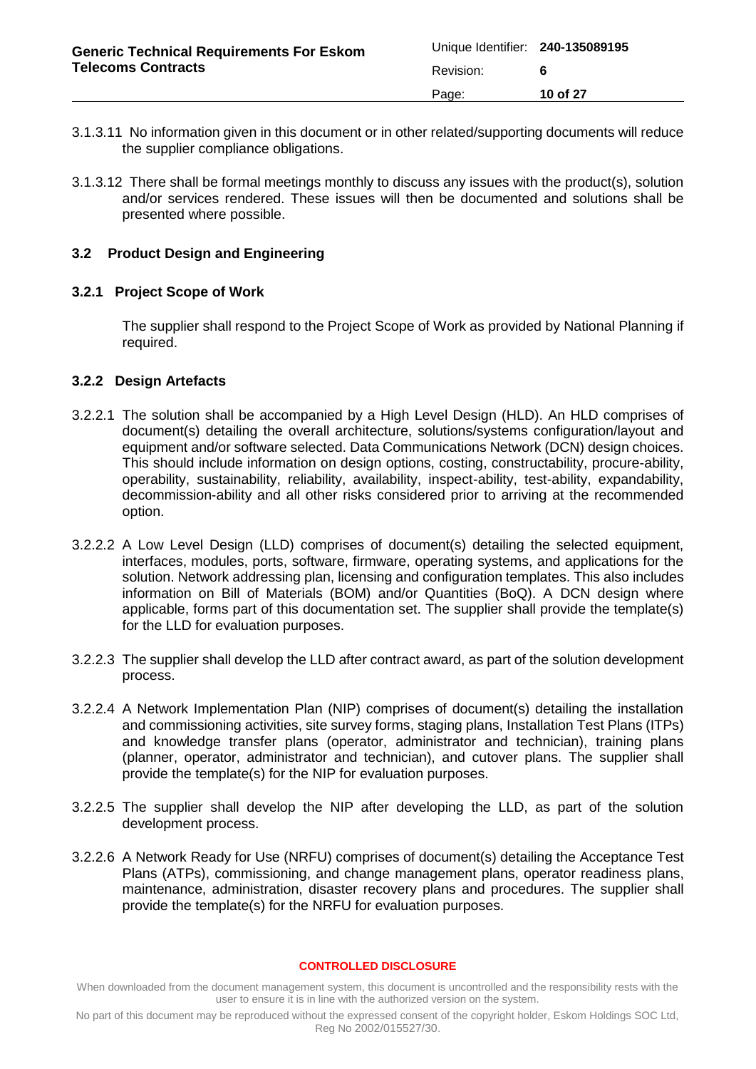3.1.3.11 No information given in this document or in other related/supporting documents will reduce the supplier compliance obligations.

3.1.3.12 There shall be formal meetings monthly to discuss any issues with the product(s), solution and/or services rendered. These issues will then be documented and solutions shall be presented where possible.

## 3.2 Product Design and Engineering

### 3.2.1 Project Scope of Work

The supplier shall respond to the Project Scope of Work as provided by National Planning if required.

### 3.2.2 Design Artefacts

3.2.2.1 The solution shall be accompanied by a High Level Design (HLD). An HLD comprises of document(s) detailing the overall architecture, solutions/systems configuration/layout and equipment and/or software selected. Data Communications Network (DCN) design choices. This should include information on design options, costing, constructability, procure-ability, operability, sustainability, reliability, availability, inspect-ability, test-ability, expandability, decommission-ability and all other risks considered prior to arriving at the recommended option.

3.2.2.2 A Low Level Design (LLD) comprises of document(s) detailing the selected equipment, interfaces, modules, ports, software, firmware, operating systems, and applications for the solution. Network addressing plan, licensing and configuration templates. This also includes information on Bill of Materials (BOM) and/or Quantities (BoQ). A DCN design where applicable, forms part of this documentation set. The supplier shall provide the template(s) for the LLD for evaluation purposes.

3.2.2.3 The supplier shall develop the LLD after contract award, as part of the solution development process.

3.2.2.4 A Network Implementation Plan (NIP) comprises of document(s) detailing the installation and commissioning activities, site survey forms, staging plans, Installation Test Plans (ITPs) and knowledge transfer plans (operator, administrator and technician), training plans (planner, operator, administrator and technician), and cutover plans. The supplier shall provide the template(s) for the NIP for evaluation purposes.

3.2.2.5 The supplier shall develop the NIP after developing the LLD, as part of the solution development process.

3.2.2.6 A Network Ready for Use (NRFU) comprises of document(s) detailing the Acceptance Test Plans (ATPs), commissioning, and change management plans, operator readiness plans, maintenance, administration, disaster recovery plans and procedures. The supplier shall provide the template(s) for the NRFU for evaluation purposes.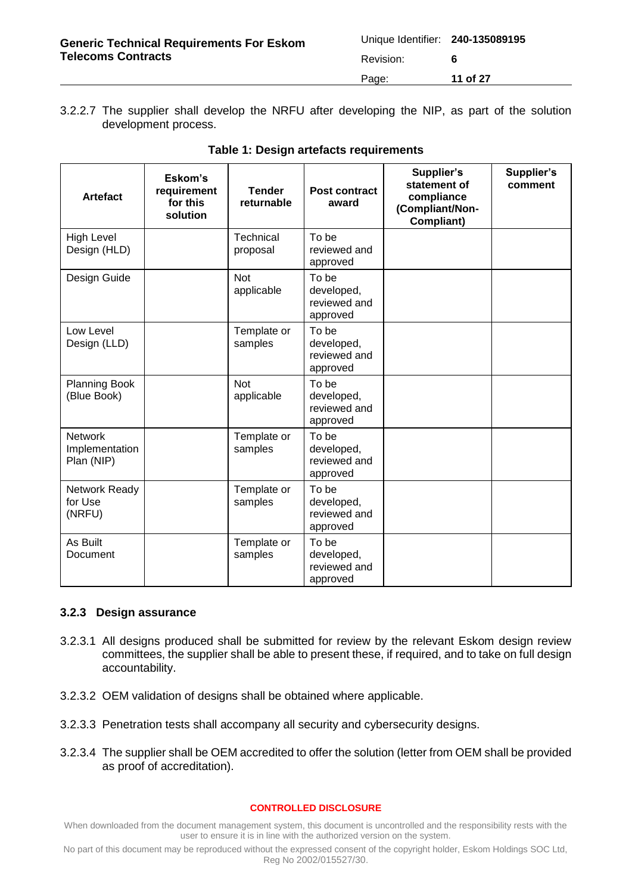3.2.2.7 The supplier shall develop the NRFU after developing the NIP, as part of the solution development process.

**Table 1: Design artefacts requirements**

| Artefact | Eskom's requirement for this solution | Tender returnable | Post contract award | Supplier's statement of compliance (Compliant/Non-Compliant) | Supplier's comment |
|---|---|---|---|---|---|
| High Level Design (HLD) | | Technical proposal | To be reviewed and approved | | |
| Design Guide | | Not applicable | To be developed, reviewed and approved | | |
| Low Level Design (LLD) | | Template or samples | To be developed, reviewed and approved | | |
| Planning Book (Blue Book) | | Not applicable | To be developed, reviewed and approved | | |
| Network Implementation Plan (NIP) | | Template or samples | To be developed, reviewed and approved | | |
| Network Ready for Use (NRFU) | | Template or samples | To be developed, reviewed and approved | | |
| As Built Document | | Template or samples | To be developed, reviewed and approved | | |

### 3.2.3 Design assurance

3.2.3.1 All designs produced shall be submitted for review by the relevant Eskom design review committees, the supplier shall be able to present these, if required, and to take on full design accountability.

3.2.3.2 OEM validation of designs shall be obtained where applicable.

3.2.3.3 Penetration tests shall accompany all security and cybersecurity designs.

3.2.3.4 The supplier shall be OEM accredited to offer the solution (letter from OEM shall be provided as proof of accreditation).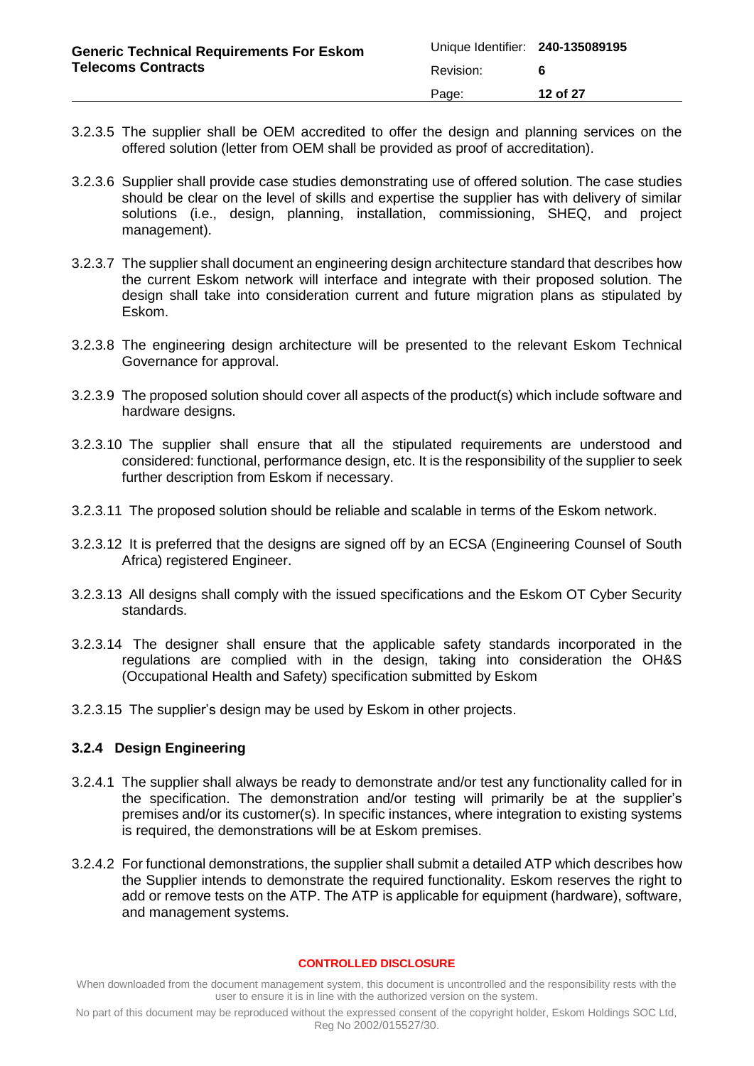3.2.3.5 The supplier shall be OEM accredited to offer the design and planning services on the offered solution (letter from OEM shall be provided as proof of accreditation).

3.2.3.6 Supplier shall provide case studies demonstrating use of offered solution. The case studies should be clear on the level of skills and expertise the supplier has with delivery of similar solutions (i.e., design, planning, installation, commissioning, SHEQ, and project management).

3.2.3.7 The supplier shall document an engineering design architecture standard that describes how the current Eskom network will interface and integrate with their proposed solution. The design shall take into consideration current and future migration plans as stipulated by Eskom.

3.2.3.8 The engineering design architecture will be presented to the relevant Eskom Technical Governance for approval.

3.2.3.9 The proposed solution should cover all aspects of the product(s) which include software and hardware designs.

3.2.3.10 The supplier shall ensure that all the stipulated requirements are understood and considered: functional, performance design, etc. It is the responsibility of the supplier to seek further description from Eskom if necessary.

3.2.3.11 The proposed solution should be reliable and scalable in terms of the Eskom network.

3.2.3.12 It is preferred that the designs are signed off by an ECSA (Engineering Counsel of South Africa) registered Engineer.

3.2.3.13 All designs shall comply with the issued specifications and the Eskom OT Cyber Security standards.

3.2.3.14 The designer shall ensure that the applicable safety standards incorporated in the regulations are complied with in the design, taking into consideration the OH&S (Occupational Health and Safety) specification submitted by Eskom

3.2.3.15 The supplier's design may be used by Eskom in other projects.

### 3.2.4 Design Engineering

3.2.4.1 The supplier shall always be ready to demonstrate and/or test any functionality called for in the specification. The demonstration and/or testing will primarily be at the supplier's premises and/or its customer(s). In specific instances, where integration to existing systems is required, the demonstrations will be at Eskom premises.

3.2.4.2 For functional demonstrations, the supplier shall submit a detailed ATP which describes how the Supplier intends to demonstrate the required functionality. Eskom reserves the right to add or remove tests on the ATP. The ATP is applicable for equipment (hardware), software, and management systems.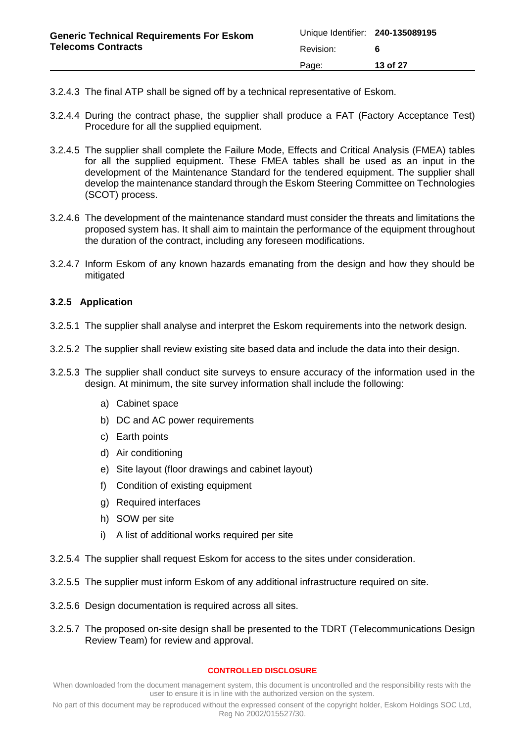3.2.4.3 The final ATP shall be signed off by a technical representative of Eskom.

3.2.4.4 During the contract phase, the supplier shall produce a FAT (Factory Acceptance Test) Procedure for all the supplied equipment.

3.2.4.5 The supplier shall complete the Failure Mode, Effects and Critical Analysis (FMEA) tables for all the supplied equipment. These FMEA tables shall be used as an input in the development of the Maintenance Standard for the tendered equipment. The supplier shall develop the maintenance standard through the Eskom Steering Committee on Technologies (SCOT) process.

3.2.4.6 The development of the maintenance standard must consider the threats and limitations the proposed system has. It shall aim to maintain the performance of the equipment throughout the duration of the contract, including any foreseen modifications.

3.2.4.7 Inform Eskom of any known hazards emanating from the design and how they should be mitigated

### 3.2.5 Application

3.2.5.1 The supplier shall analyse and interpret the Eskom requirements into the network design.

3.2.5.2 The supplier shall review existing site based data and include the data into their design.

3.2.5.3 The supplier shall conduct site surveys to ensure accuracy of the information used in the design. At minimum, the site survey information shall include the following:

- a) Cabinet space
- b) DC and AC power requirements
- c) Earth points
- d) Air conditioning
- e) Site layout (floor drawings and cabinet layout)
- f) Condition of existing equipment
- g) Required interfaces
- h) SOW per site
- i) A list of additional works required per site

3.2.5.4 The supplier shall request Eskom for access to the sites under consideration.

3.2.5.5 The supplier must inform Eskom of any additional infrastructure required on site.

3.2.5.6 Design documentation is required across all sites.

3.2.5.7 The proposed on-site design shall be presented to the TDRT (Telecommunications Design Review Team) for review and approval.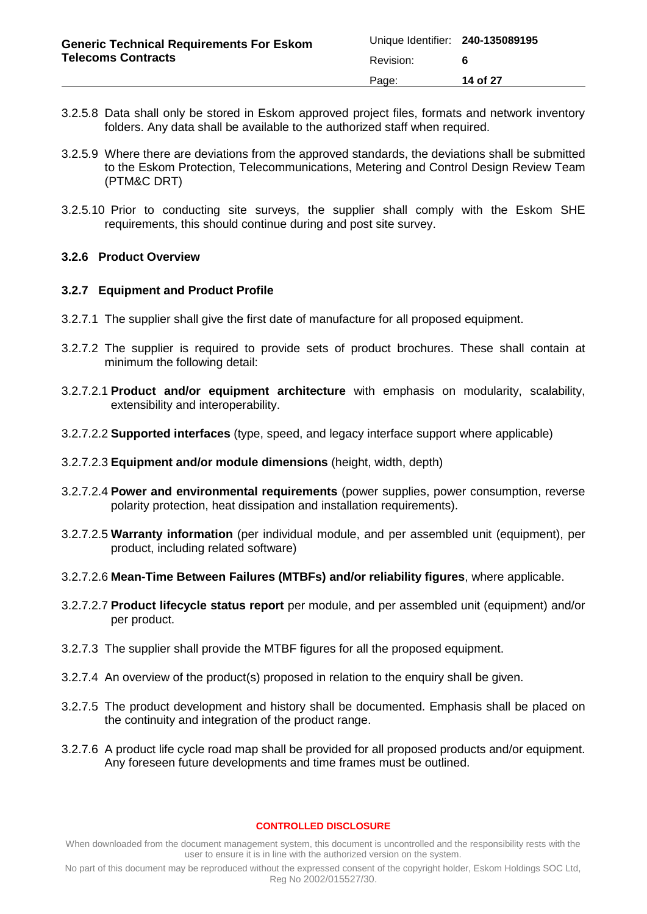3.2.5.8 Data shall only be stored in Eskom approved project files, formats and network inventory folders. Any data shall be available to the authorized staff when required.

3.2.5.9 Where there are deviations from the approved standards, the deviations shall be submitted to the Eskom Protection, Telecommunications, Metering and Control Design Review Team (PTM&C DRT)

3.2.5.10 Prior to conducting site surveys, the supplier shall comply with the Eskom SHE requirements, this should continue during and post site survey.

### 3.2.6 Product Overview

### 3.2.7 Equipment and Product Profile

3.2.7.1 The supplier shall give the first date of manufacture for all proposed equipment.

3.2.7.2 The supplier is required to provide sets of product brochures. These shall contain at minimum the following detail:

3.2.7.2.1 **Product and/or equipment architecture** with emphasis on modularity, scalability, extensibility and interoperability.

3.2.7.2.2 **Supported interfaces** (type, speed, and legacy interface support where applicable)

3.2.7.2.3 **Equipment and/or module dimensions** (height, width, depth)

3.2.7.2.4 **Power and environmental requirements** (power supplies, power consumption, reverse polarity protection, heat dissipation and installation requirements).

3.2.7.2.5 **Warranty information** (per individual module, and per assembled unit (equipment), per product, including related software)

3.2.7.2.6 **Mean-Time Between Failures (MTBFs) and/or reliability figures**, where applicable.

3.2.7.2.7 **Product lifecycle status report** per module, and per assembled unit (equipment) and/or per product.

3.2.7.3 The supplier shall provide the MTBF figures for all the proposed equipment.

3.2.7.4 An overview of the product(s) proposed in relation to the enquiry shall be given.

3.2.7.5 The product development and history shall be documented. Emphasis shall be placed on the continuity and integration of the product range.

3.2.7.6 A product life cycle road map shall be provided for all proposed products and/or equipment. Any foreseen future developments and time frames must be outlined.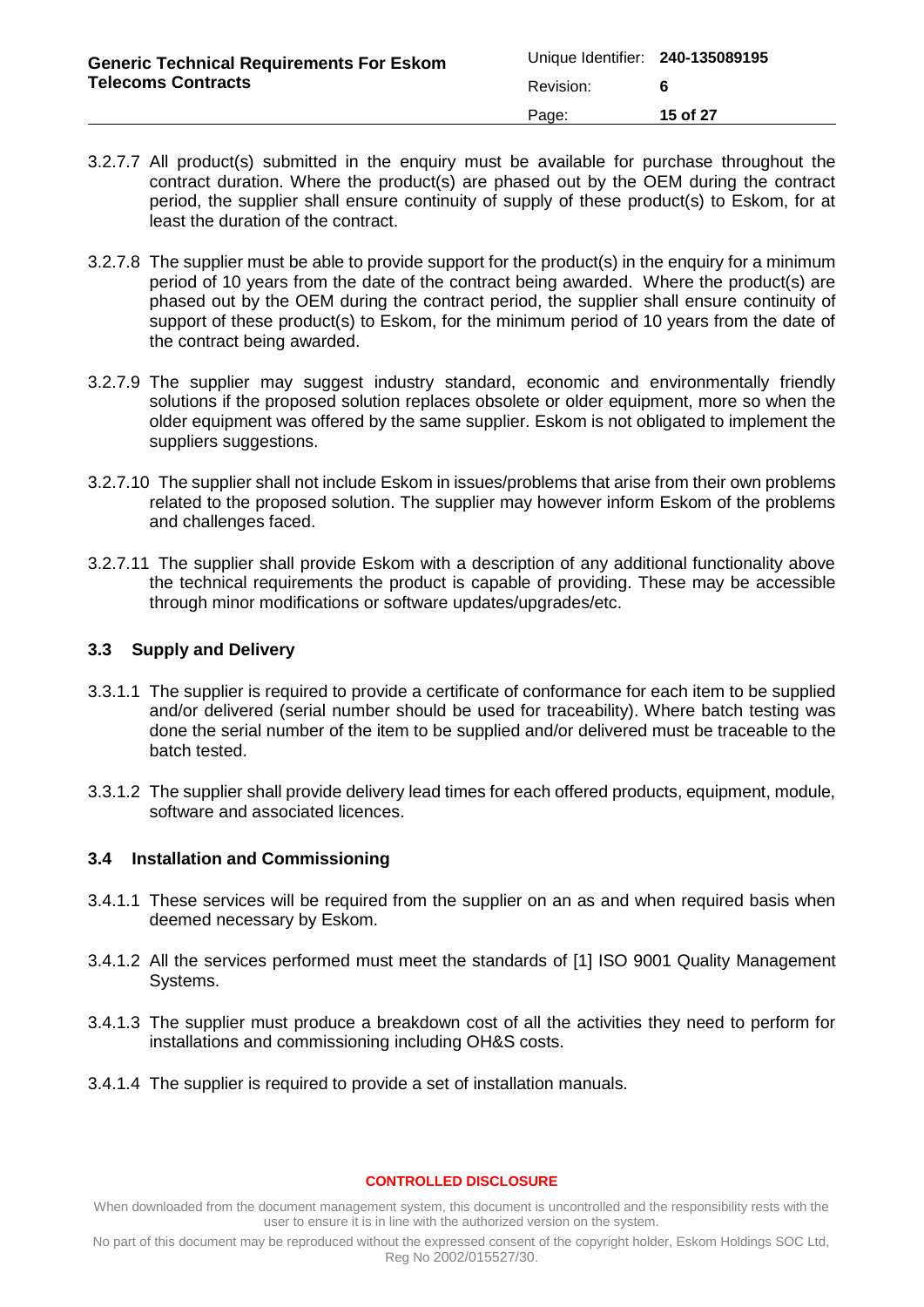3.2.7.7 All product(s) submitted in the enquiry must be available for purchase throughout the contract duration. Where the product(s) are phased out by the OEM during the contract period, the supplier shall ensure continuity of supply of these product(s) to Eskom, for at least the duration of the contract.

3.2.7.8 The supplier must be able to provide support for the product(s) in the enquiry for a minimum period of 10 years from the date of the contract being awarded. Where the product(s) are phased out by the OEM during the contract period, the supplier shall ensure continuity of support of these product(s) to Eskom, for the minimum period of 10 years from the date of the contract being awarded.

3.2.7.9 The supplier may suggest industry standard, economic and environmentally friendly solutions if the proposed solution replaces obsolete or older equipment, more so when the older equipment was offered by the same supplier. Eskom is not obligated to implement the suppliers suggestions.

3.2.7.10 The supplier shall not include Eskom in issues/problems that arise from their own problems related to the proposed solution. The supplier may however inform Eskom of the problems and challenges faced.

3.2.7.11 The supplier shall provide Eskom with a description of any additional functionality above the technical requirements the product is capable of providing. These may be accessible through minor modifications or software updates/upgrades/etc.

### 3.3 Supply and Delivery

3.3.1.1 The supplier is required to provide a certificate of conformance for each item to be supplied and/or delivered (serial number should be used for traceability). Where batch testing was done the serial number of the item to be supplied and/or delivered must be traceable to the batch tested.

3.3.1.2 The supplier shall provide delivery lead times for each offered products, equipment, module, software and associated licences.

### 3.4 Installation and Commissioning

3.4.1.1 These services will be required from the supplier on an as and when required basis when deemed necessary by Eskom.

3.4.1.2 All the services performed must meet the standards of [1] ISO 9001 Quality Management Systems.

3.4.1.3 The supplier must produce a breakdown cost of all the activities they need to perform for installations and commissioning including OH&S costs.

3.4.1.4 The supplier is required to provide a set of installation manuals.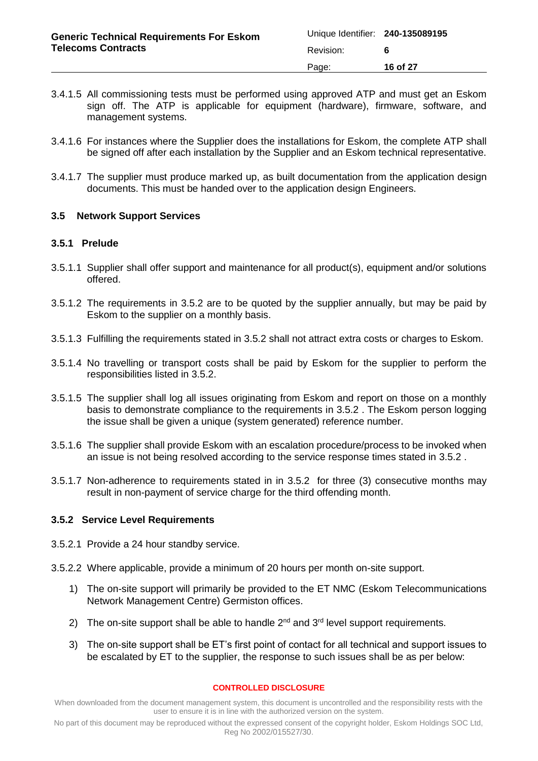3.4.1.5 All commissioning tests must be performed using approved ATP and must get an Eskom sign off. The ATP is applicable for equipment (hardware), firmware, software, and management systems.

3.4.1.6 For instances where the Supplier does the installations for Eskom, the complete ATP shall be signed off after each installation by the Supplier and an Eskom technical representative.

3.4.1.7 The supplier must produce marked up, as built documentation from the application design documents. This must be handed over to the application design Engineers.

### 3.5 Network Support Services

#### 3.5.1 Prelude

3.5.1.1 Supplier shall offer support and maintenance for all product(s), equipment and/or solutions offered.

3.5.1.2 The requirements in 3.5.2 are to be quoted by the supplier annually, but may be paid by Eskom to the supplier on a monthly basis.

3.5.1.3 Fulfilling the requirements stated in 3.5.2 shall not attract extra costs or charges to Eskom.

3.5.1.4 No travelling or transport costs shall be paid by Eskom for the supplier to perform the responsibilities listed in 3.5.2.

3.5.1.5 The supplier shall log all issues originating from Eskom and report on those on a monthly basis to demonstrate compliance to the requirements in 3.5.2 . The Eskom person logging the issue shall be given a unique (system generated) reference number.

3.5.1.6 The supplier shall provide Eskom with an escalation procedure/process to be invoked when an issue is not being resolved according to the service response times stated in 3.5.2 .

3.5.1.7 Non-adherence to requirements stated in in 3.5.2 for three (3) consecutive months may result in non-payment of service charge for the third offending month.

#### 3.5.2 Service Level Requirements

3.5.2.1 Provide a 24 hour standby service.

3.5.2.2 Where applicable, provide a minimum of 20 hours per month on-site support.

1) The on-site support will primarily be provided to the ET NMC (Eskom Telecommunications Network Management Centre) Germiston offices.
2) The on-site support shall be able to handle 2nd and 3rd level support requirements.
3) The on-site support shall be ET's first point of contact for all technical and support issues to be escalated by ET to the supplier, the response to such issues shall be as per below: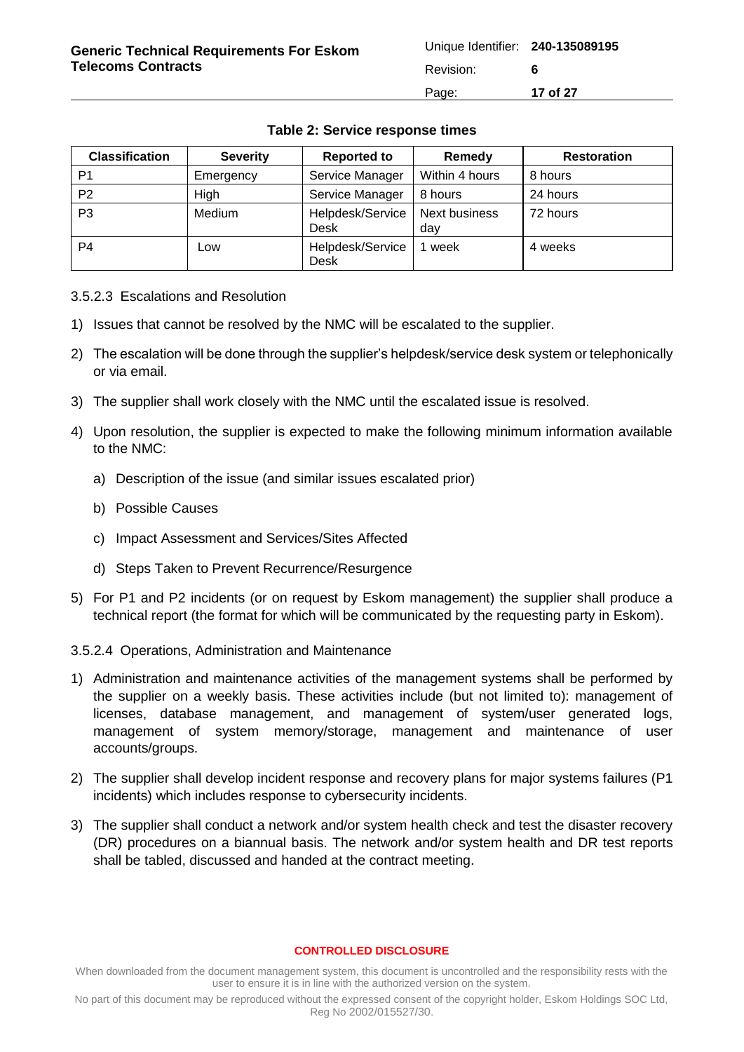**Table 2: Service response times**

| Classification | Severity | Reported to | Remedy | Restoration |
|---|---|---|---|---|
| P1 | Emergency | Service Manager | Within 4 hours | 8 hours |
| P2 | High | Service Manager | 8 hours | 24 hours |
| P3 | Medium | Helpdesk/Service Desk | Next business day | 72 hours |
| P4 | Low | Helpdesk/Service Desk | 1 week | 4 weeks |

#### 3.5.2.3 Escalations and Resolution

1) Issues that cannot be resolved by the NMC will be escalated to the supplier.
2) The escalation will be done through the supplier's helpdesk/service desk system or telephonically or via email.
3) The supplier shall work closely with the NMC until the escalated issue is resolved.
4) Upon resolution, the supplier is expected to make the following minimum information available to the NMC:
   a) Description of the issue (and similar issues escalated prior)
   b) Possible Causes
   c) Impact Assessment and Services/Sites Affected
   d) Steps Taken to Prevent Recurrence/Resurgence
5) For P1 and P2 incidents (or on request by Eskom management) the supplier shall produce a technical report (the format for which will be communicated by the requesting party in Eskom).

#### 3.5.2.4 Operations, Administration and Maintenance

1) Administration and maintenance activities of the management systems shall be performed by the supplier on a weekly basis. These activities include (but not limited to): management of licenses, database management, and management of system/user generated logs, management of system memory/storage, management and maintenance of user accounts/groups.
2) The supplier shall develop incident response and recovery plans for major systems failures (P1 incidents) which includes response to cybersecurity incidents.
3) The supplier shall conduct a network and/or system health check and test the disaster recovery (DR) procedures on a biannual basis. The network and/or system health and DR test reports shall be tabled, discussed and handed at the contract meeting.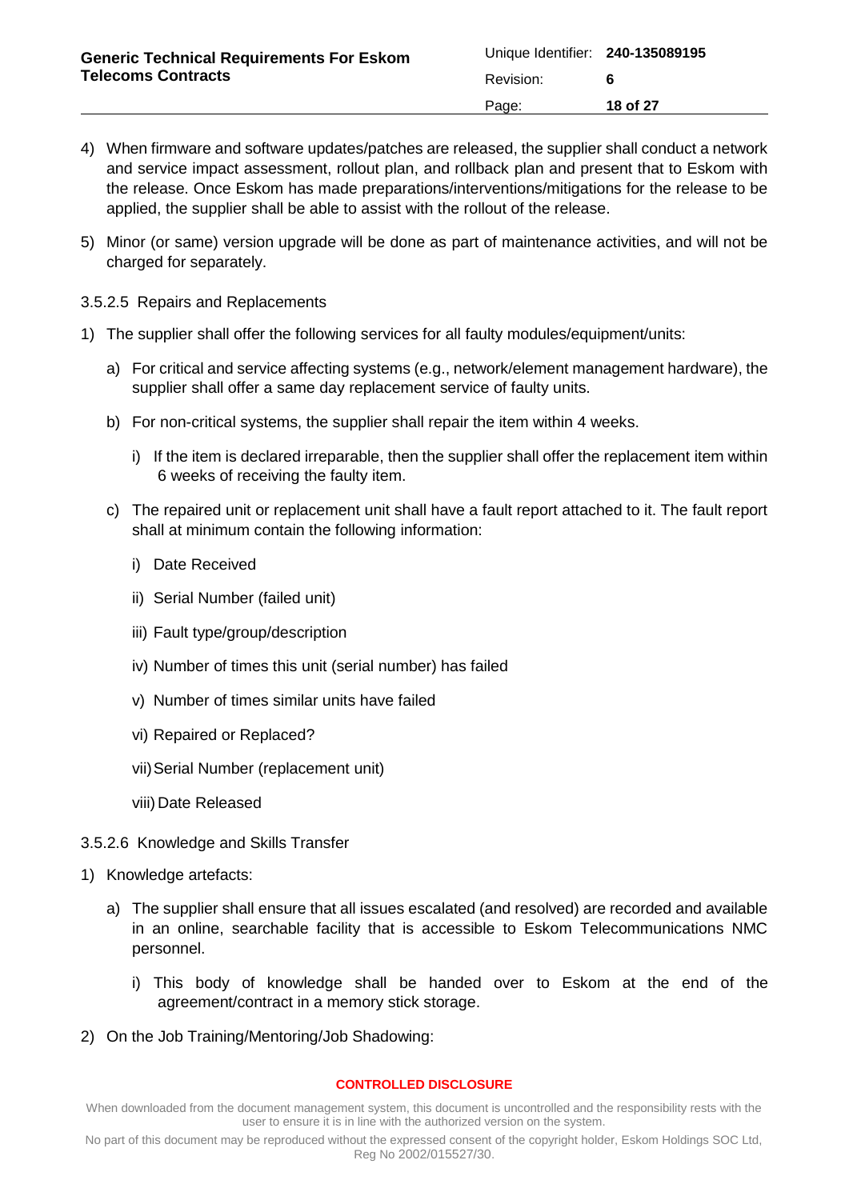4) When firmware and software updates/patches are released, the supplier shall conduct a network and service impact assessment, rollout plan, and rollback plan and present that to Eskom with the release. Once Eskom has made preparations/interventions/mitigations for the release to be applied, the supplier shall be able to assist with the rollout of the release.

5) Minor (or same) version upgrade will be done as part of maintenance activities, and will not be charged for separately.

#### 3.5.2.5 Repairs and Replacements

1) The supplier shall offer the following services for all faulty modules/equipment/units:

   a) For critical and service affecting systems (e.g., network/element management hardware), the supplier shall offer a same day replacement service of faulty units.

   b) For non-critical systems, the supplier shall repair the item within 4 weeks.

      i) If the item is declared irreparable, then the supplier shall offer the replacement item within 6 weeks of receiving the faulty item.

   c) The repaired unit or replacement unit shall have a fault report attached to it. The fault report shall at minimum contain the following information:

      i) Date Received

      ii) Serial Number (failed unit)

      iii) Fault type/group/description

      iv) Number of times this unit (serial number) has failed

      v) Number of times similar units have failed

      vi) Repaired or Replaced?

      vii) Serial Number (replacement unit)

      viii) Date Released

#### 3.5.2.6 Knowledge and Skills Transfer

1) Knowledge artefacts:

   a) The supplier shall ensure that all issues escalated (and resolved) are recorded and available in an online, searchable facility that is accessible to Eskom Telecommunications NMC personnel.

      i) This body of knowledge shall be handed over to Eskom at the end of the agreement/contract in a memory stick storage.

2) On the Job Training/Mentoring/Job Shadowing: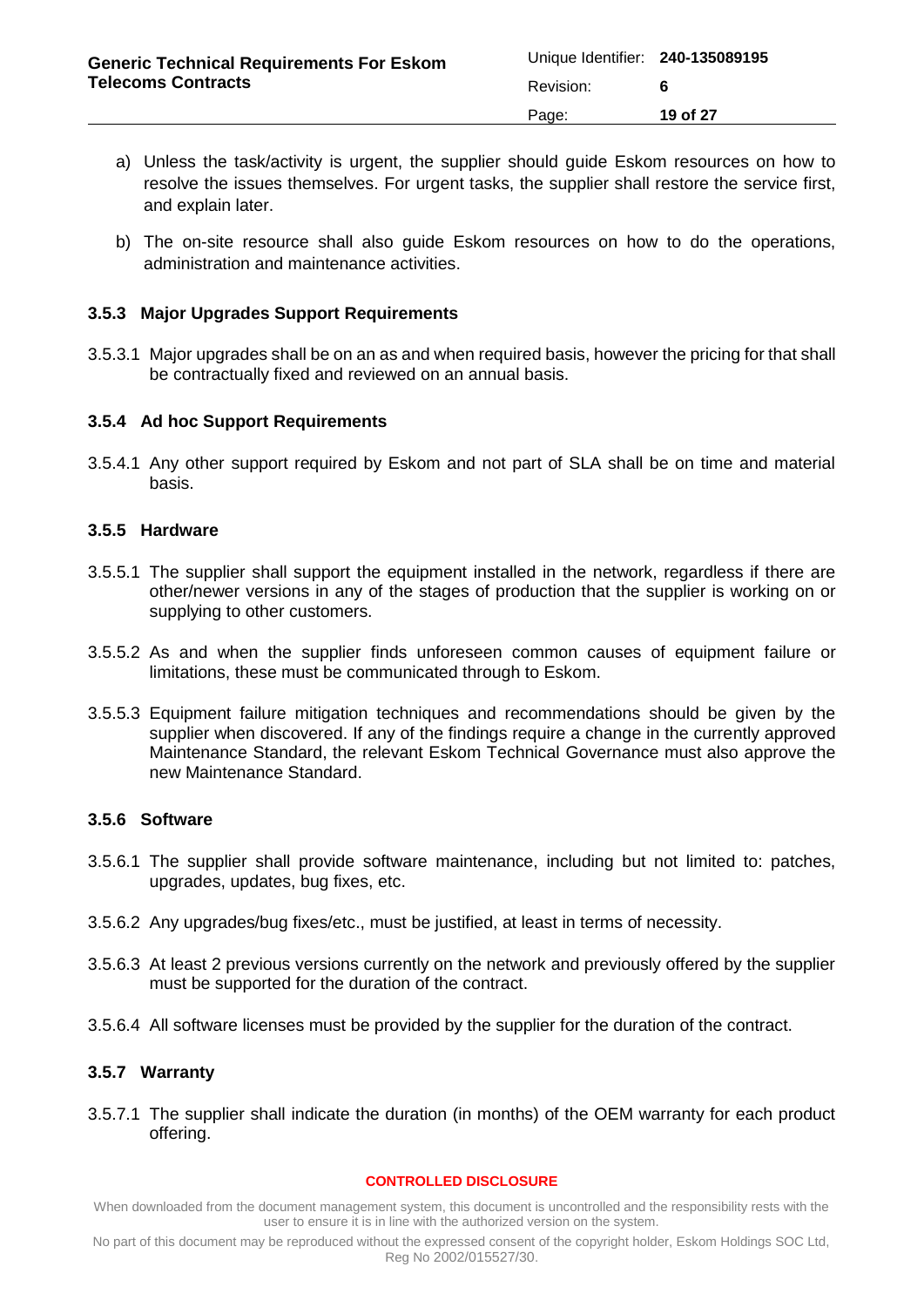a) Unless the task/activity is urgent, the supplier should guide Eskom resources on how to resolve the issues themselves. For urgent tasks, the supplier shall restore the service first, and explain later.

b) The on-site resource shall also guide Eskom resources on how to do the operations, administration and maintenance activities.

### 3.5.3 Major Upgrades Support Requirements

3.5.3.1 Major upgrades shall be on an as and when required basis, however the pricing for that shall be contractually fixed and reviewed on an annual basis.

### 3.5.4 Ad hoc Support Requirements

3.5.4.1 Any other support required by Eskom and not part of SLA shall be on time and material basis.

### 3.5.5 Hardware

3.5.5.1 The supplier shall support the equipment installed in the network, regardless if there are other/newer versions in any of the stages of production that the supplier is working on or supplying to other customers.

3.5.5.2 As and when the supplier finds unforeseen common causes of equipment failure or limitations, these must be communicated through to Eskom.

3.5.5.3 Equipment failure mitigation techniques and recommendations should be given by the supplier when discovered. If any of the findings require a change in the currently approved Maintenance Standard, the relevant Eskom Technical Governance must also approve the new Maintenance Standard.

### 3.5.6 Software

3.5.6.1 The supplier shall provide software maintenance, including but not limited to: patches, upgrades, updates, bug fixes, etc.

3.5.6.2 Any upgrades/bug fixes/etc., must be justified, at least in terms of necessity.

3.5.6.3 At least 2 previous versions currently on the network and previously offered by the supplier must be supported for the duration of the contract.

3.5.6.4 All software licenses must be provided by the supplier for the duration of the contract.

### 3.5.7 Warranty

3.5.7.1 The supplier shall indicate the duration (in months) of the OEM warranty for each product offering.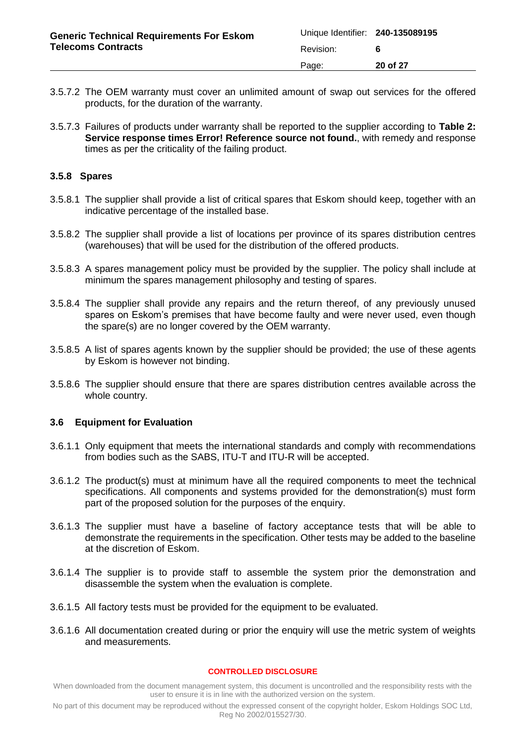3.5.7.2 The OEM warranty must cover an unlimited amount of swap out services for the offered products, for the duration of the warranty.

3.5.7.3 Failures of products under warranty shall be reported to the supplier according to **Table 2: Service response times Error! Reference source not found.**, with remedy and response times as per the criticality of the failing product.

### 3.5.8 Spares

3.5.8.1 The supplier shall provide a list of critical spares that Eskom should keep, together with an indicative percentage of the installed base.

3.5.8.2 The supplier shall provide a list of locations per province of its spares distribution centres (warehouses) that will be used for the distribution of the offered products.

3.5.8.3 A spares management policy must be provided by the supplier. The policy shall include at minimum the spares management philosophy and testing of spares.

3.5.8.4 The supplier shall provide any repairs and the return thereof, of any previously unused spares on Eskom's premises that have become faulty and were never used, even though the spare(s) are no longer covered by the OEM warranty.

3.5.8.5 A list of spares agents known by the supplier should be provided; the use of these agents by Eskom is however not binding.

3.5.8.6 The supplier should ensure that there are spares distribution centres available across the whole country.

## 3.6 Equipment for Evaluation

3.6.1.1 Only equipment that meets the international standards and comply with recommendations from bodies such as the SABS, ITU-T and ITU-R will be accepted.

3.6.1.2 The product(s) must at minimum have all the required components to meet the technical specifications. All components and systems provided for the demonstration(s) must form part of the proposed solution for the purposes of the enquiry.

3.6.1.3 The supplier must have a baseline of factory acceptance tests that will be able to demonstrate the requirements in the specification. Other tests may be added to the baseline at the discretion of Eskom.

3.6.1.4 The supplier is to provide staff to assemble the system prior the demonstration and disassemble the system when the evaluation is complete.

3.6.1.5 All factory tests must be provided for the equipment to be evaluated.

3.6.1.6 All documentation created during or prior the enquiry will use the metric system of weights and measurements.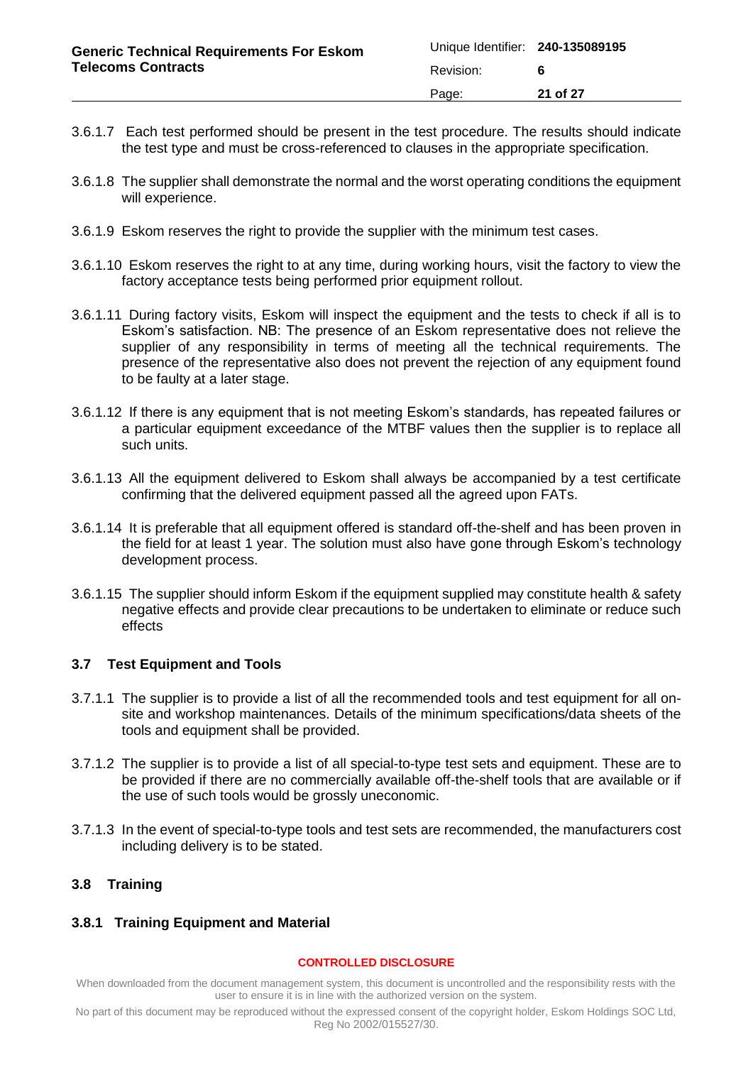3.6.1.7 Each test performed should be present in the test procedure. The results should indicate the test type and must be cross-referenced to clauses in the appropriate specification.

3.6.1.8 The supplier shall demonstrate the normal and the worst operating conditions the equipment will experience.

3.6.1.9 Eskom reserves the right to provide the supplier with the minimum test cases.

3.6.1.10 Eskom reserves the right to at any time, during working hours, visit the factory to view the factory acceptance tests being performed prior equipment rollout.

3.6.1.11 During factory visits, Eskom will inspect the equipment and the tests to check if all is to Eskom's satisfaction. NB: The presence of an Eskom representative does not relieve the supplier of any responsibility in terms of meeting all the technical requirements. The presence of the representative also does not prevent the rejection of any equipment found to be faulty at a later stage.

3.6.1.12 If there is any equipment that is not meeting Eskom's standards, has repeated failures or a particular equipment exceedance of the MTBF values then the supplier is to replace all such units.

3.6.1.13 All the equipment delivered to Eskom shall always be accompanied by a test certificate confirming that the delivered equipment passed all the agreed upon FATs.

3.6.1.14 It is preferable that all equipment offered is standard off-the-shelf and has been proven in the field for at least 1 year. The solution must also have gone through Eskom's technology development process.

3.6.1.15 The supplier should inform Eskom if the equipment supplied may constitute health & safety negative effects and provide clear precautions to be undertaken to eliminate or reduce such effects

## 3.7 Test Equipment and Tools

3.7.1.1 The supplier is to provide a list of all the recommended tools and test equipment for all on-site and workshop maintenances. Details of the minimum specifications/data sheets of the tools and equipment shall be provided.

3.7.1.2 The supplier is to provide a list of all special-to-type test sets and equipment. These are to be provided if there are no commercially available off-the-shelf tools that are available or if the use of such tools would be grossly uneconomic.

3.7.1.3 In the event of special-to-type tools and test sets are recommended, the manufacturers cost including delivery is to be stated.

## 3.8 Training

### 3.8.1 Training Equipment and Material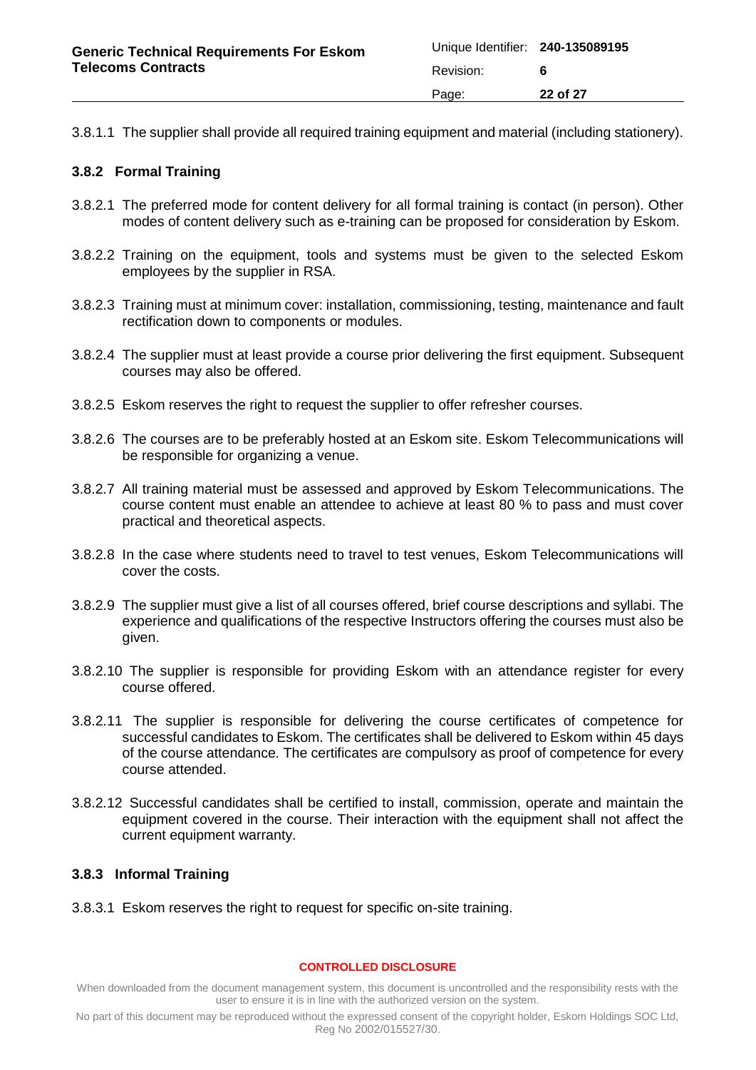3.8.1.1 The supplier shall provide all required training equipment and material (including stationery).

### 3.8.2 Formal Training

3.8.2.1 The preferred mode for content delivery for all formal training is contact (in person). Other modes of content delivery such as e-training can be proposed for consideration by Eskom.

3.8.2.2 Training on the equipment, tools and systems must be given to the selected Eskom employees by the supplier in RSA.

3.8.2.3 Training must at minimum cover: installation, commissioning, testing, maintenance and fault rectification down to components or modules.

3.8.2.4 The supplier must at least provide a course prior delivering the first equipment. Subsequent courses may also be offered.

3.8.2.5 Eskom reserves the right to request the supplier to offer refresher courses.

3.8.2.6 The courses are to be preferably hosted at an Eskom site. Eskom Telecommunications will be responsible for organizing a venue.

3.8.2.7 All training material must be assessed and approved by Eskom Telecommunications. The course content must enable an attendee to achieve at least 80 % to pass and must cover practical and theoretical aspects.

3.8.2.8 In the case where students need to travel to test venues, Eskom Telecommunications will cover the costs.

3.8.2.9 The supplier must give a list of all courses offered, brief course descriptions and syllabi. The experience and qualifications of the respective Instructors offering the courses must also be given.

3.8.2.10 The supplier is responsible for providing Eskom with an attendance register for every course offered.

3.8.2.11 The supplier is responsible for delivering the course certificates of competence for successful candidates to Eskom. The certificates shall be delivered to Eskom within 45 days of the course attendance. The certificates are compulsory as proof of competence for every course attended.

3.8.2.12 Successful candidates shall be certified to install, commission, operate and maintain the equipment covered in the course. Their interaction with the equipment shall not affect the current equipment warranty.

### 3.8.3 Informal Training

3.8.3.1 Eskom reserves the right to request for specific on-site training.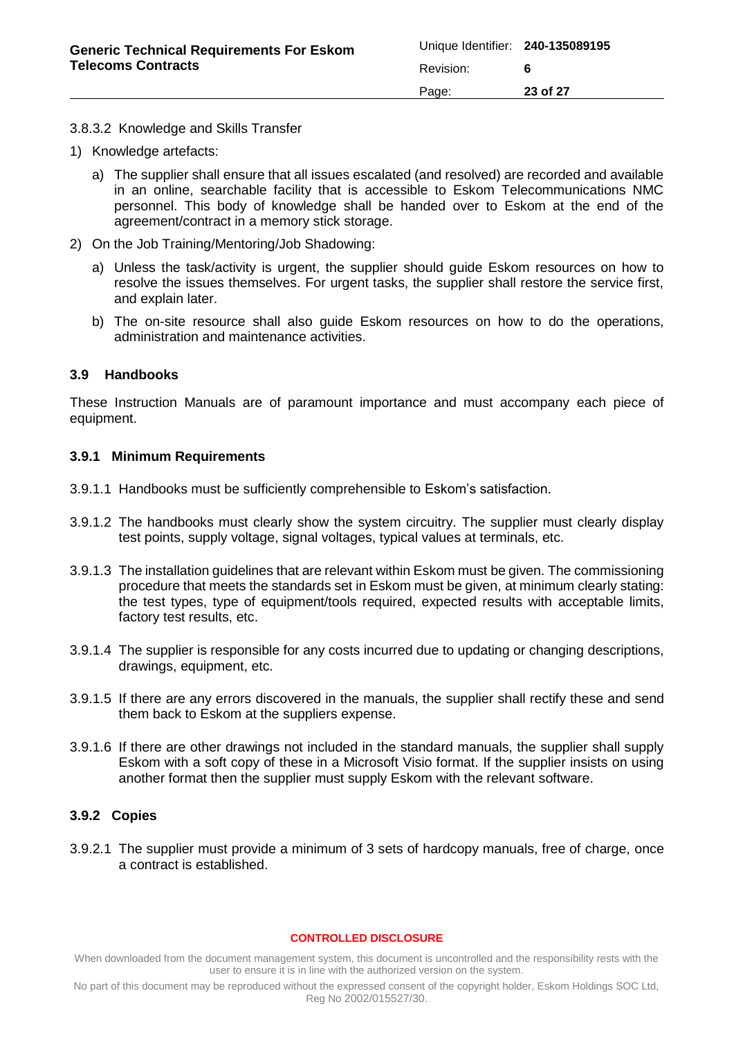3.8.3.2 Knowledge and Skills Transfer

1) Knowledge artefacts:

   a) The supplier shall ensure that all issues escalated (and resolved) are recorded and available in an online, searchable facility that is accessible to Eskom Telecommunications NMC personnel. This body of knowledge shall be handed over to Eskom at the end of the agreement/contract in a memory stick storage.

2) On the Job Training/Mentoring/Job Shadowing:

   a) Unless the task/activity is urgent, the supplier should guide Eskom resources on how to resolve the issues themselves. For urgent tasks, the supplier shall restore the service first, and explain later.

   b) The on-site resource shall also guide Eskom resources on how to do the operations, administration and maintenance activities.

### 3.9 Handbooks

These Instruction Manuals are of paramount importance and must accompany each piece of equipment.

#### 3.9.1 Minimum Requirements

3.9.1.1 Handbooks must be sufficiently comprehensible to Eskom's satisfaction.

3.9.1.2 The handbooks must clearly show the system circuitry. The supplier must clearly display test points, supply voltage, signal voltages, typical values at terminals, etc.

3.9.1.3 The installation guidelines that are relevant within Eskom must be given. The commissioning procedure that meets the standards set in Eskom must be given, at minimum clearly stating: the test types, type of equipment/tools required, expected results with acceptable limits, factory test results, etc.

3.9.1.4 The supplier is responsible for any costs incurred due to updating or changing descriptions, drawings, equipment, etc.

3.9.1.5 If there are any errors discovered in the manuals, the supplier shall rectify these and send them back to Eskom at the suppliers expense.

3.9.1.6 If there are other drawings not included in the standard manuals, the supplier shall supply Eskom with a soft copy of these in a Microsoft Visio format. If the supplier insists on using another format then the supplier must supply Eskom with the relevant software.

#### 3.9.2 Copies

3.9.2.1 The supplier must provide a minimum of 3 sets of hardcopy manuals, free of charge, once a contract is established.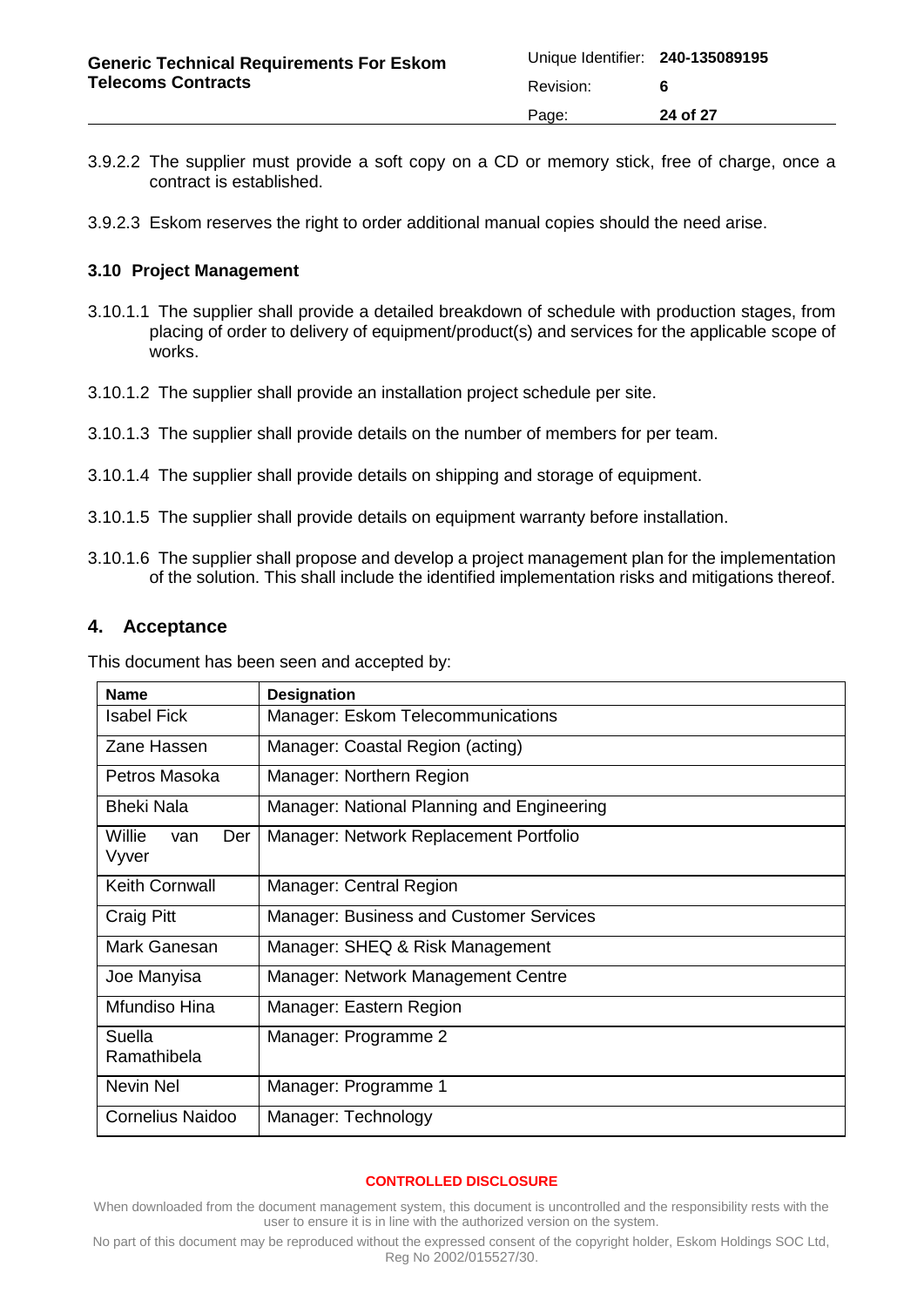3.9.2.2 The supplier must provide a soft copy on a CD or memory stick, free of charge, once a contract is established.

3.9.2.3 Eskom reserves the right to order additional manual copies should the need arise.

### 3.10 Project Management

3.10.1.1 The supplier shall provide a detailed breakdown of schedule with production stages, from placing of order to delivery of equipment/product(s) and services for the applicable scope of works.

3.10.1.2 The supplier shall provide an installation project schedule per site.

3.10.1.3 The supplier shall provide details on the number of members for per team.

3.10.1.4 The supplier shall provide details on shipping and storage of equipment.

3.10.1.5 The supplier shall provide details on equipment warranty before installation.

3.10.1.6 The supplier shall propose and develop a project management plan for the implementation of the solution. This shall include the identified implementation risks and mitigations thereof.

## 4. Acceptance

This document has been seen and accepted by:

| Name | Designation |
|---|---|
| Isabel Fick | Manager: Eskom Telecommunications |
| Zane Hassen | Manager: Coastal Region (acting) |
| Petros Masoka | Manager: Northern Region |
| Bheki Nala | Manager: National Planning and Engineering |
| Willie van Der Vyver | Manager: Network Replacement Portfolio |
| Keith Cornwall | Manager: Central Region |
| Craig Pitt | Manager: Business and Customer Services |
| Mark Ganesan | Manager: SHEQ & Risk Management |
| Joe Manyisa | Manager: Network Management Centre |
| Mfundiso Hina | Manager: Eastern Region |
| Suella Ramathibela | Manager: Programme 2 |
| Nevin Nel | Manager: Programme 1 |
| Cornelius Naidoo | Manager: Technology |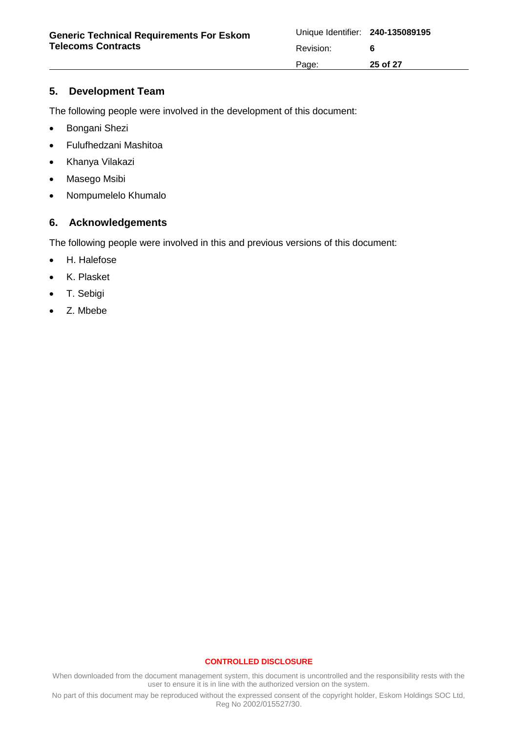## 5. Development Team

The following people were involved in the development of this document:

- Bongani Shezi
- Fulufhedzani Mashitoa
- Khanya Vilakazi
- Masego Msibi
- Nompumelelo Khumalo

## 6. Acknowledgements

The following people were involved in this and previous versions of this document:

- H. Halefose
- K. Plasket
- T. Sebigi
- Z. Mbebe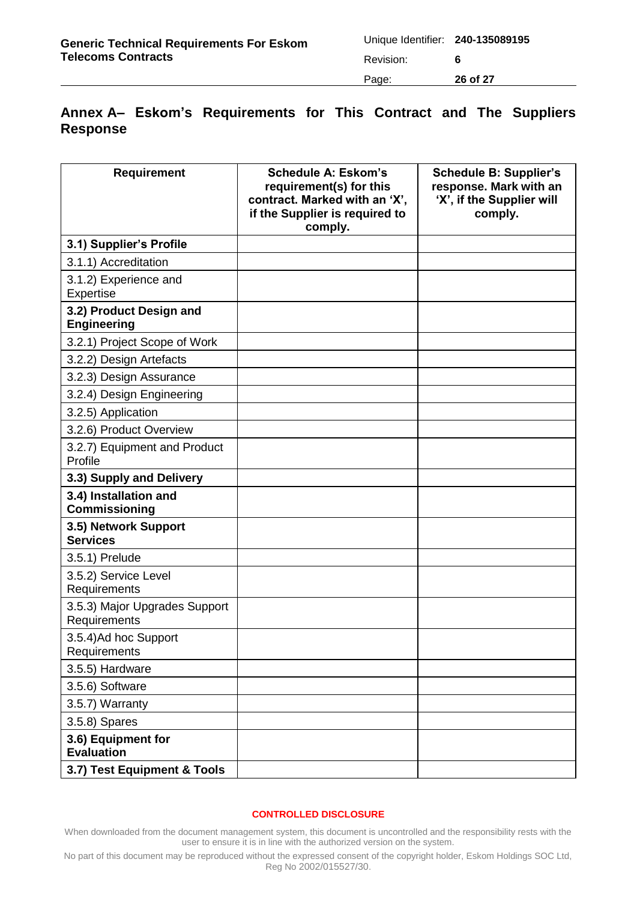## Annex A– Eskom's Requirements for This Contract and The Suppliers Response

| Requirement | Schedule A: Eskom's requirement(s) for this contract. Marked with an 'X', if the Supplier is required to comply. | Schedule B: Supplier's response. Mark with an 'X', if the Supplier will comply. |
|---|---|---|
| **3.1) Supplier's Profile** | | |
| 3.1.1) Accreditation | | |
| 3.1.2) Experience and Expertise | | |
| **3.2) Product Design and Engineering** | | |
| 3.2.1) Project Scope of Work | | |
| 3.2.2) Design Artefacts | | |
| 3.2.3) Design Assurance | | |
| 3.2.4) Design Engineering | | |
| 3.2.5) Application | | |
| 3.2.6) Product Overview | | |
| 3.2.7) Equipment and Product Profile | | |
| **3.3) Supply and Delivery** | | |
| **3.4) Installation and Commissioning** | | |
| **3.5) Network Support Services** | | |
| 3.5.1) Prelude | | |
| 3.5.2) Service Level Requirements | | |
| 3.5.3) Major Upgrades Support Requirements | | |
| 3.5.4)Ad hoc Support Requirements | | |
| 3.5.5) Hardware | | |
| 3.5.6) Software | | |
| 3.5.7) Warranty | | |
| 3.5.8) Spares | | |
| **3.6) Equipment for Evaluation** | | |
| **3.7) Test Equipment & Tools** | | |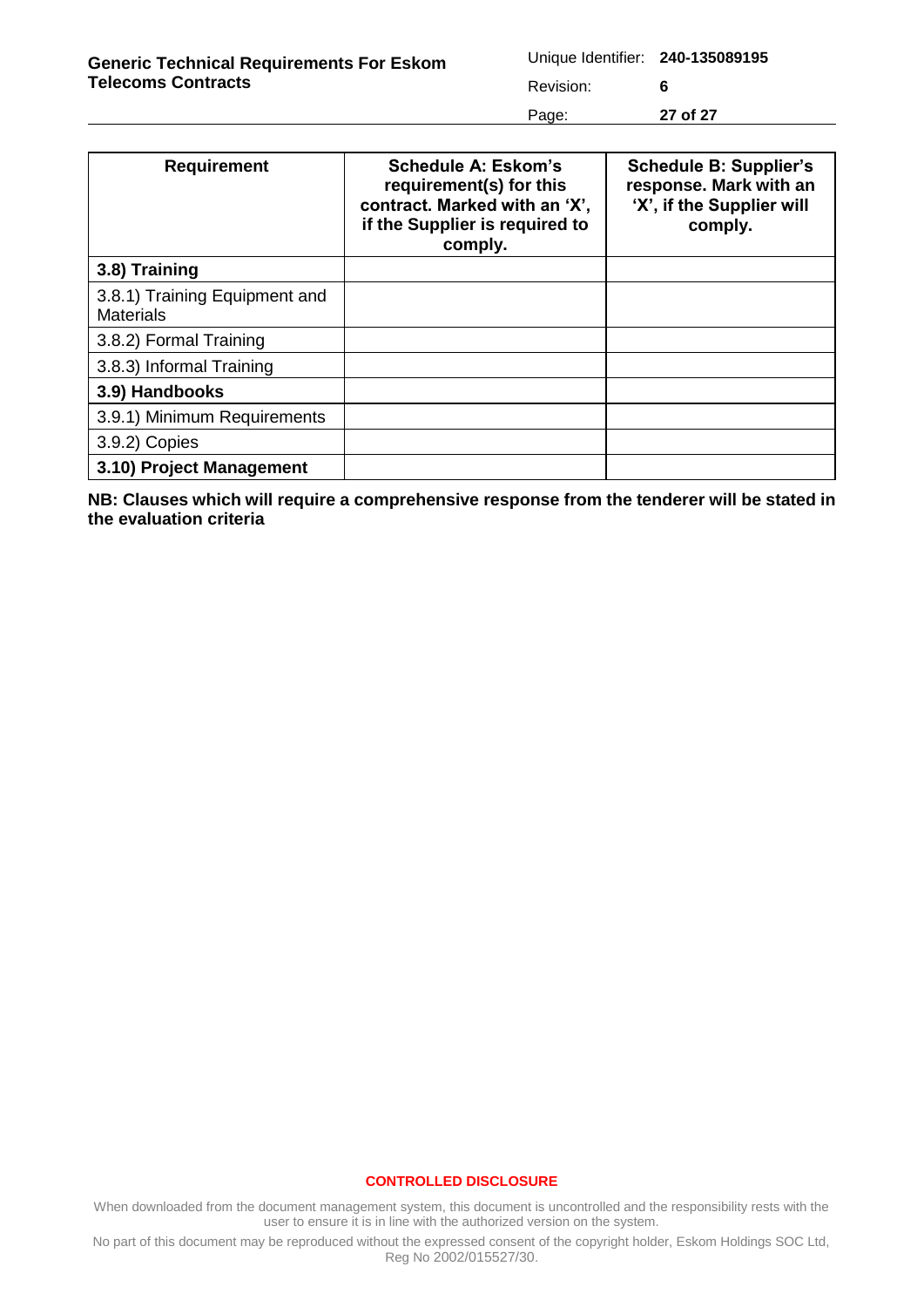| Requirement | Schedule A: Eskom's requirement(s) for this contract. Marked with an 'X', if the Supplier is required to comply. | Schedule B: Supplier's response. Mark with an 'X', if the Supplier will comply. |
|---|---|---|
| **3.8) Training** | | |
| 3.8.1) Training Equipment and Materials | | |
| 3.8.2) Formal Training | | |
| 3.8.3) Informal Training | | |
| **3.9) Handbooks** | | |
| 3.9.1) Minimum Requirements | | |
| 3.9.2) Copies | | |
| **3.10) Project Management** | | |

**NB: Clauses which will require a comprehensive response from the tenderer will be stated in the evaluation criteria**

**CONTROLLED DISCLOSURE**

When downloaded from the document management system, this document is uncontrolled and the responsibility rests with the user to ensure it is in line with the authorized version on the system.

No part of this document may be reproduced without the expressed consent of the copyright holder, Eskom Holdings SOC Ltd, Reg No 2002/015527/30.